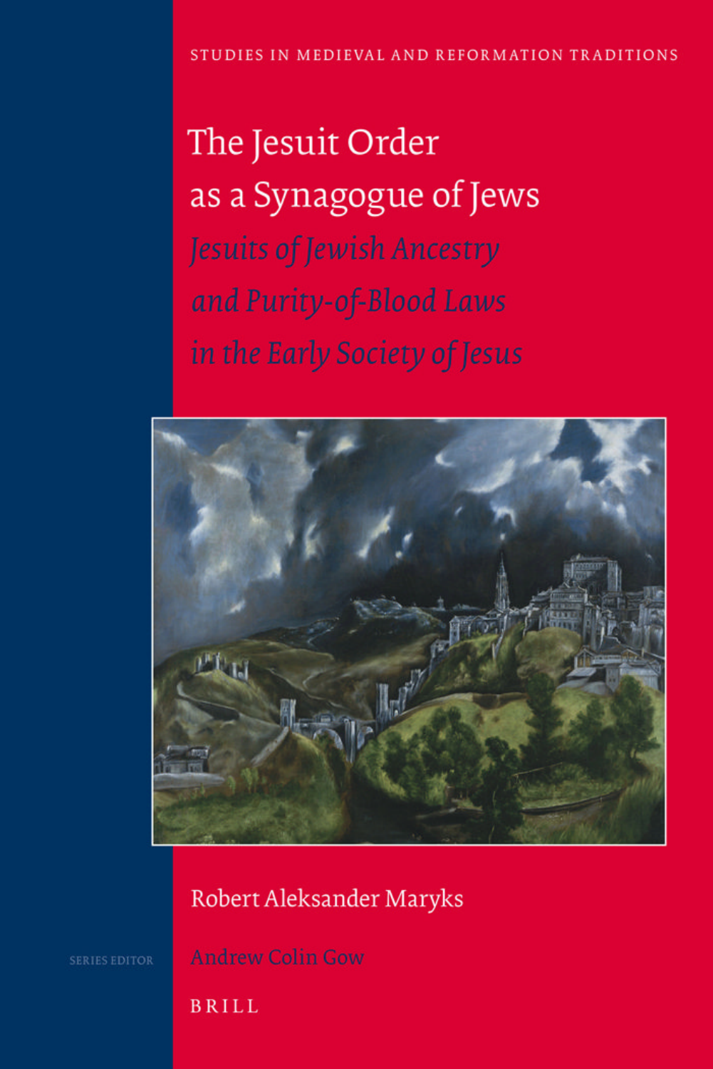STUDIES IN MEDIEVAL AND REFORMATION TRADITIONS

# The Jesuit Order as a Synagogue of Jews

## *Jesuits of Jewish Ancestry and Purity-of-Blood Laws in the Early Society of Jesus*

Robert Aleksander Maryks

SERIES EDITOR

Andrew Colin Gow

BRILL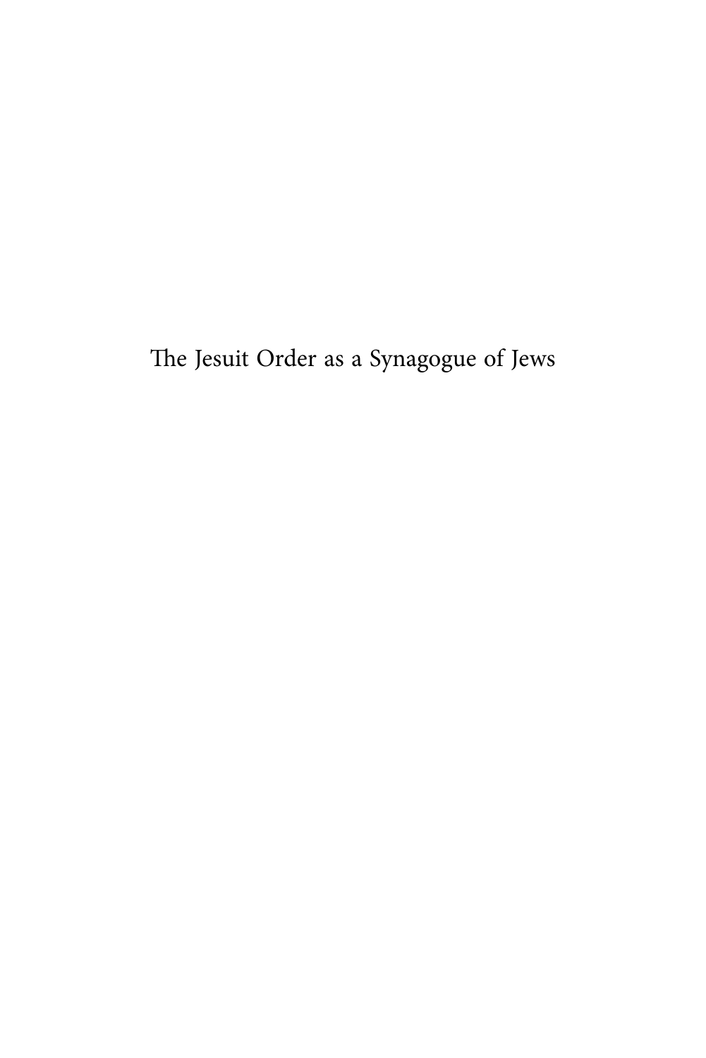The Jesuit Order as a Synagogue of Jews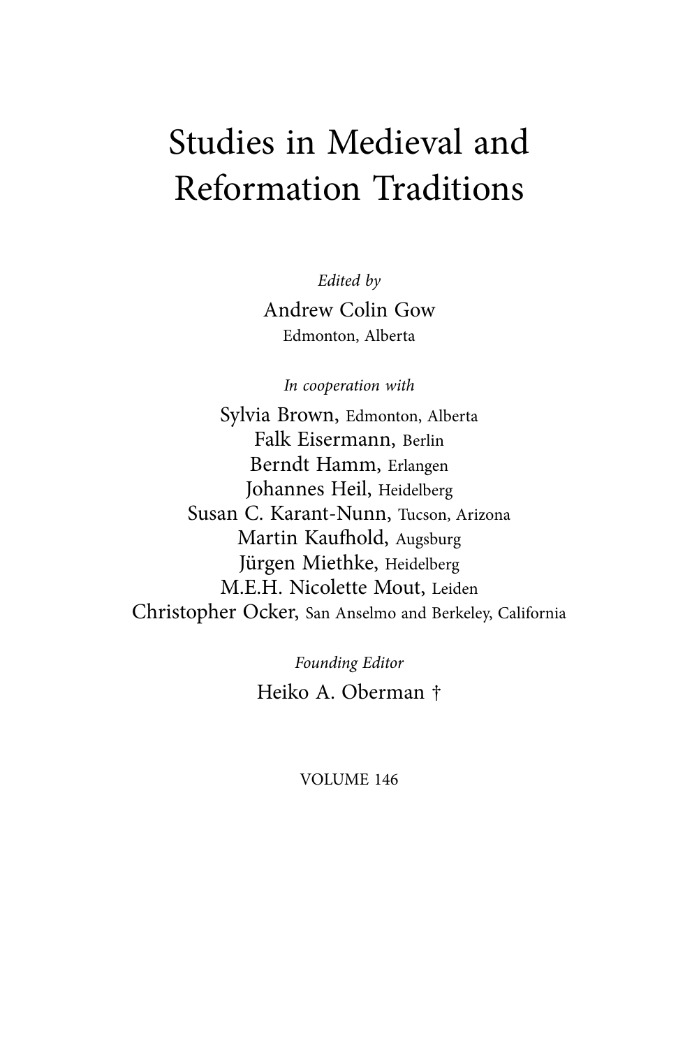# Studies in Medieval and Reformation Traditions

*Edited by*

Andrew Colin Gow
Edmonton, Alberta

*In cooperation with*

Sylvia Brown, Edmonton, Alberta
Falk Eisermann, Berlin
Berndt Hamm, Erlangen
Johannes Heil, Heidelberg
Susan C. Karant-Nunn, Tucson, Arizona
Martin Kaufhold, Augsburg
Jürgen Miethke, Heidelberg
M.E.H. Nicolette Mout, Leiden
Christopher Ocker, San Anselmo and Berkeley, California

*Founding Editor*

Heiko A. Oberman †

VOLUME 146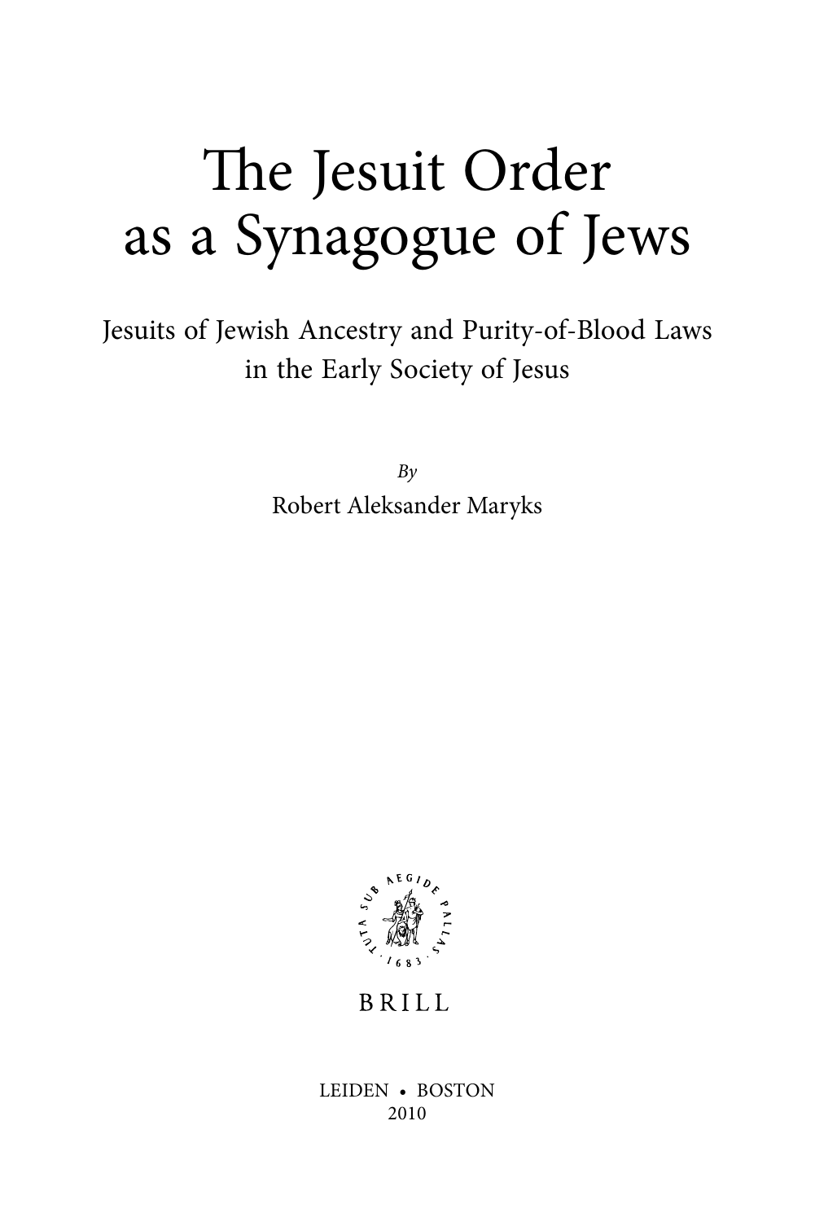# The Jesuit Order as a Synagogue of Jews

## Jesuits of Jewish Ancestry and Purity-of-Blood Laws in the Early Society of Jesus

*By*

Robert Aleksander Maryks

TUTA SUB AEGIDE PALLAS · 1683 ·

BRILL

LEIDEN • BOSTON
2010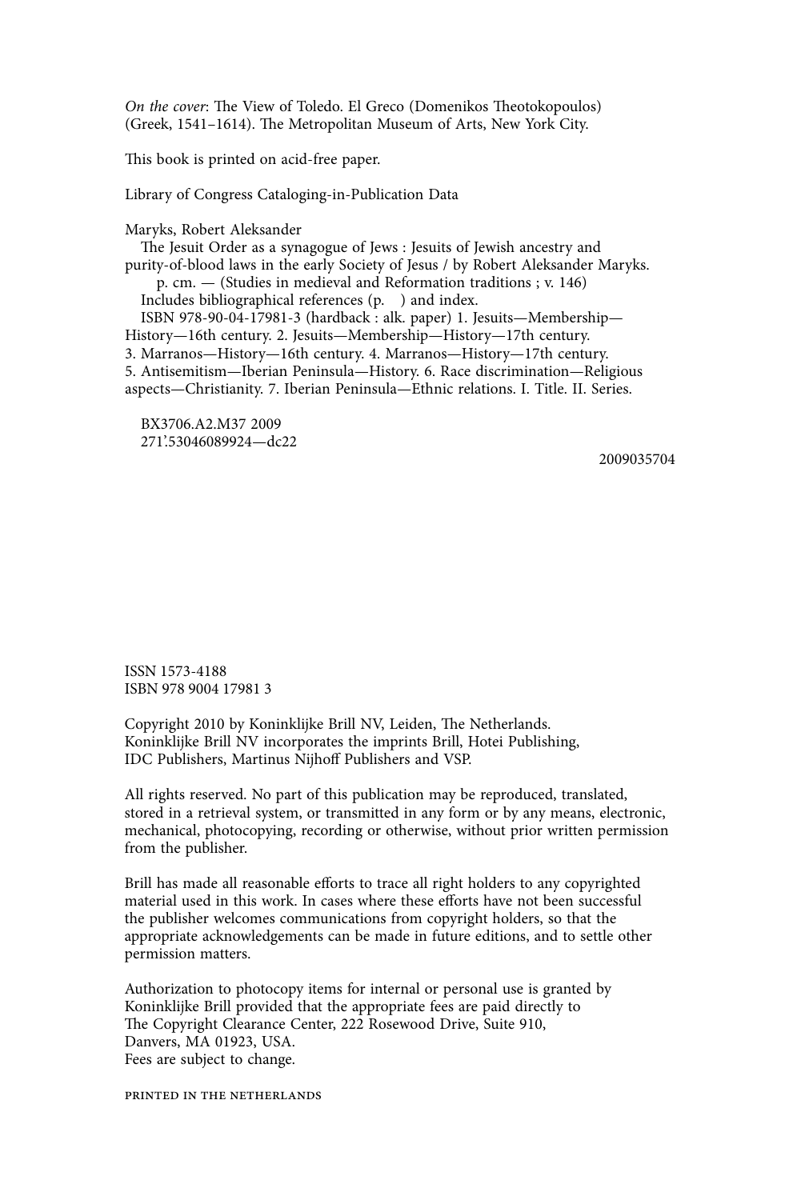*On the cover*: The View of Toledo. El Greco (Domenikos Theotokopoulos) (Greek, 1541–1614). The Metropolitan Museum of Arts, New York City.

This book is printed on acid-free paper.

Library of Congress Cataloging-in-Publication Data

Maryks, Robert Aleksander
The Jesuit Order as a synagogue of Jews : Jesuits of Jewish ancestry and purity-of-blood laws in the early Society of Jesus / by Robert Aleksander Maryks.
p. cm. — (Studies in medieval and Reformation traditions ; v. 146)
Includes bibliographical references (p. ) and index.
ISBN 978-90-04-17981-3 (hardback : alk. paper) 1. Jesuits—Membership—History—16th century. 2. Jesuits—Membership—History—17th century. 3. Marranos—History—16th century. 4. Marranos—History—17th century. 5. Antisemitism—Iberian Peninsula—History. 6. Race discrimination—Religious aspects—Christianity. 7. Iberian Peninsula—Ethnic relations. I. Title. II. Series.

BX3706.A2.M37 2009
271'.53046089924—dc22

2009035704

ISSN 1573-4188
ISBN 978 9004 17981 3

Copyright 2010 by Koninklijke Brill NV, Leiden, The Netherlands.
Koninklijke Brill NV incorporates the imprints Brill, Hotei Publishing, IDC Publishers, Martinus Nijhoff Publishers and VSP.

All rights reserved. No part of this publication may be reproduced, translated, stored in a retrieval system, or transmitted in any form or by any means, electronic, mechanical, photocopying, recording or otherwise, without prior written permission from the publisher.

Brill has made all reasonable efforts to trace all right holders to any copyrighted material used in this work. In cases where these efforts have not been successful the publisher welcomes communications from copyright holders, so that the appropriate acknowledgements can be made in future editions, and to settle other permission matters.

Authorization to photocopy items for internal or personal use is granted by Koninklijke Brill provided that the appropriate fees are paid directly to The Copyright Clearance Center, 222 Rosewood Drive, Suite 910, Danvers, MA 01923, USA.
Fees are subject to change.

PRINTED IN THE NETHERLANDS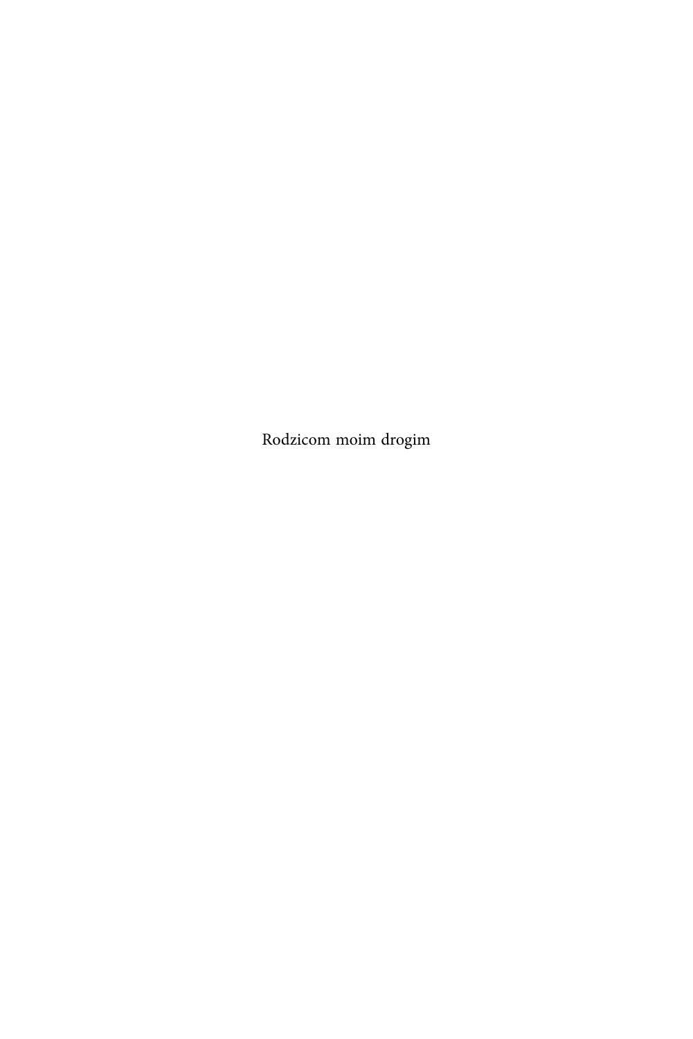Rodzicom moim drogim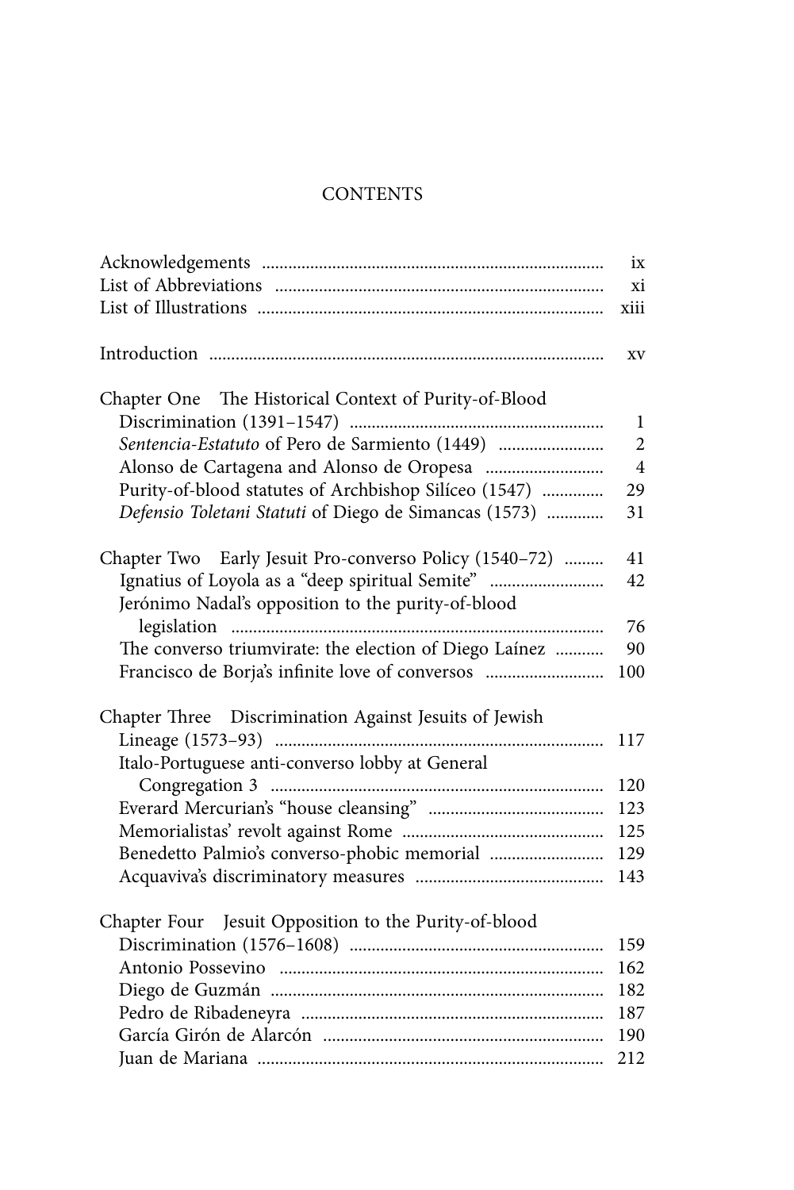# CONTENTS

| | |
|---|---|
| Acknowledgements | ix |
| List of Abbreviations | xi |
| List of Illustrations | xiii |
| | |
| Introduction | xv |
| | |
| Chapter One The Historical Context of Purity-of-Blood Discrimination (1391–1547) | 1 |
| *Sentencia-Estatuto* of Pero de Sarmiento (1449) | 2 |
| Alonso de Cartagena and Alonso de Oropesa | 4 |
| Purity-of-blood statutes of Archbishop Silíceo (1547) | 29 |
| *Defensio Toletani Statuti* of Diego de Simancas (1573) | 31 |
| | |
| Chapter Two Early Jesuit Pro-converso Policy (1540–72) | 41 |
| Ignatius of Loyola as a "deep spiritual Semite" | 42 |
| Jerónimo Nadal's opposition to the purity-of-blood legislation | 76 |
| The converso triumvirate: the election of Diego Laínez | 90 |
| Francisco de Borja's infinite love of conversos | 100 |
| | |
| Chapter Three Discrimination Against Jesuits of Jewish Lineage (1573–93) | 117 |
| Italo-Portuguese anti-converso lobby at General Congregation 3 | 120 |
| Everard Mercurian's "house cleansing" | 123 |
| Memorialistas' revolt against Rome | 125 |
| Benedetto Palmio's converso-phobic memorial | 129 |
| Acquaviva's discriminatory measures | 143 |
| | |
| Chapter Four Jesuit Opposition to the Purity-of-blood Discrimination (1576–1608) | 159 |
| Antonio Possevino | 162 |
| Diego de Guzmán | 182 |
| Pedro de Ribadeneyra | 187 |
| García Girón de Alarcón | 190 |
| Juan de Mariana | 212 |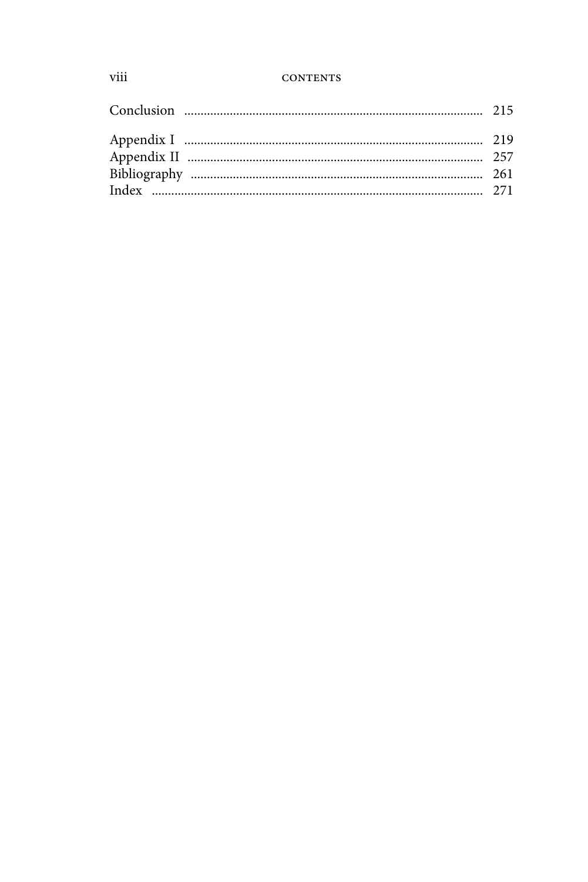Conclusion ........................................................................................ 215

Appendix I ........................................................................................ 219
Appendix II ....................................................................................... 257
Bibliography ..................................................................................... 261
Index ................................................................................................. 271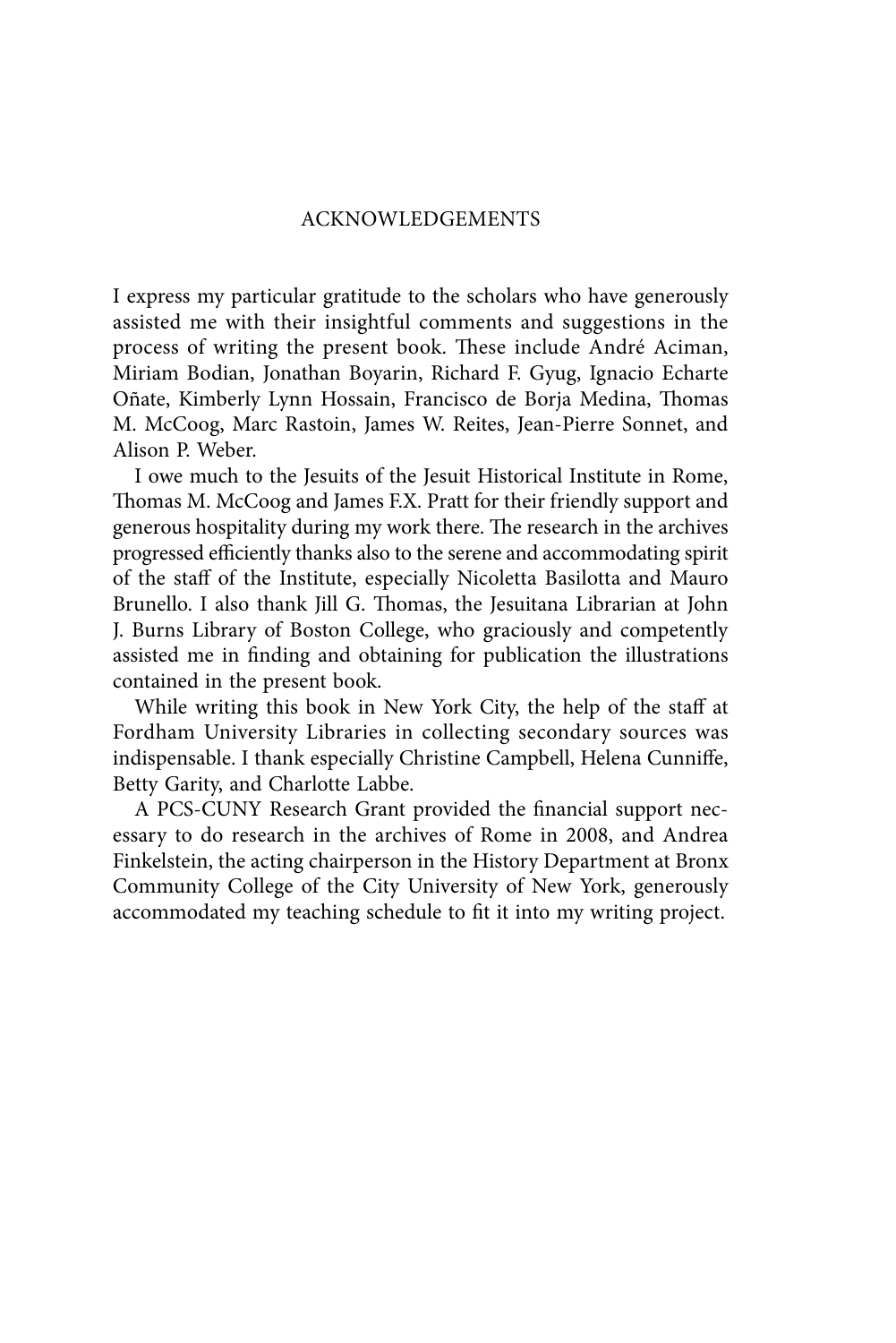# ACKNOWLEDGEMENTS

I express my particular gratitude to the scholars who have generously assisted me with their insightful comments and suggestions in the process of writing the present book. These include André Aciman, Miriam Bodian, Jonathan Boyarin, Richard F. Gyug, Ignacio Echarte Oñate, Kimberly Lynn Hossain, Francisco de Borja Medina, Thomas M. McCoog, Marc Rastoin, James W. Reites, Jean-Pierre Sonnet, and Alison P. Weber.

I owe much to the Jesuits of the Jesuit Historical Institute in Rome, Thomas M. McCoog and James F.X. Pratt for their friendly support and generous hospitality during my work there. The research in the archives progressed efficiently thanks also to the serene and accommodating spirit of the staff of the Institute, especially Nicoletta Basilotta and Mauro Brunello. I also thank Jill G. Thomas, the Jesuitana Librarian at John J. Burns Library of Boston College, who graciously and competently assisted me in finding and obtaining for publication the illustrations contained in the present book.

While writing this book in New York City, the help of the staff at Fordham University Libraries in collecting secondary sources was indispensable. I thank especially Christine Campbell, Helena Cunniffe, Betty Garity, and Charlotte Labbe.

A PCS-CUNY Research Grant provided the financial support necessary to do research in the archives of Rome in 2008, and Andrea Finkelstein, the acting chairperson in the History Department at Bronx Community College of the City University of New York, generously accommodated my teaching schedule to fit it into my writing project.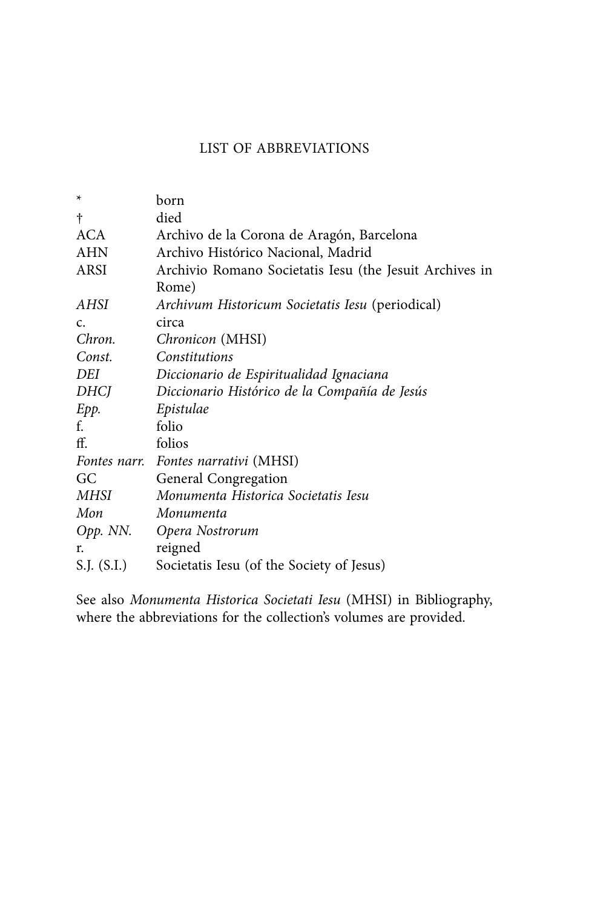# LIST OF ABBREVIATIONS

| | |
|---|---|
| * | born |
| † | died |
| ACA | Archivo de la Corona de Aragón, Barcelona |
| AHN | Archivo Histórico Nacional, Madrid |
| ARSI | Archivio Romano Societatis Iesu (the Jesuit Archives in Rome) |
| *AHSI* | *Archivum Historicum Societatis Iesu* (periodical) |
| c. | circa |
| *Chron.* | *Chronicon* (MHSI) |
| *Const.* | *Constitutions* |
| *DEI* | *Diccionario de Espiritualidad Ignaciana* |
| *DHCJ* | *Diccionario Histórico de la Compañía de Jesús* |
| *Epp.* | *Epistulae* |
| f. | folio |
| ff. | folios |
| *Fontes narr.* | *Fontes narrativi* (MHSI) |
| GC | General Congregation |
| *MHSI* | *Monumenta Historica Societatis Iesu* |
| *Mon* | *Monumenta* |
| *Opp. NN.* | *Opera Nostrorum* |
| r. | reigned |
| S.J. (S.I.) | Societatis Iesu (of the Society of Jesus) |

See also *Monumenta Historica Societati Iesu* (MHSI) in Bibliography, where the abbreviations for the collection's volumes are provided.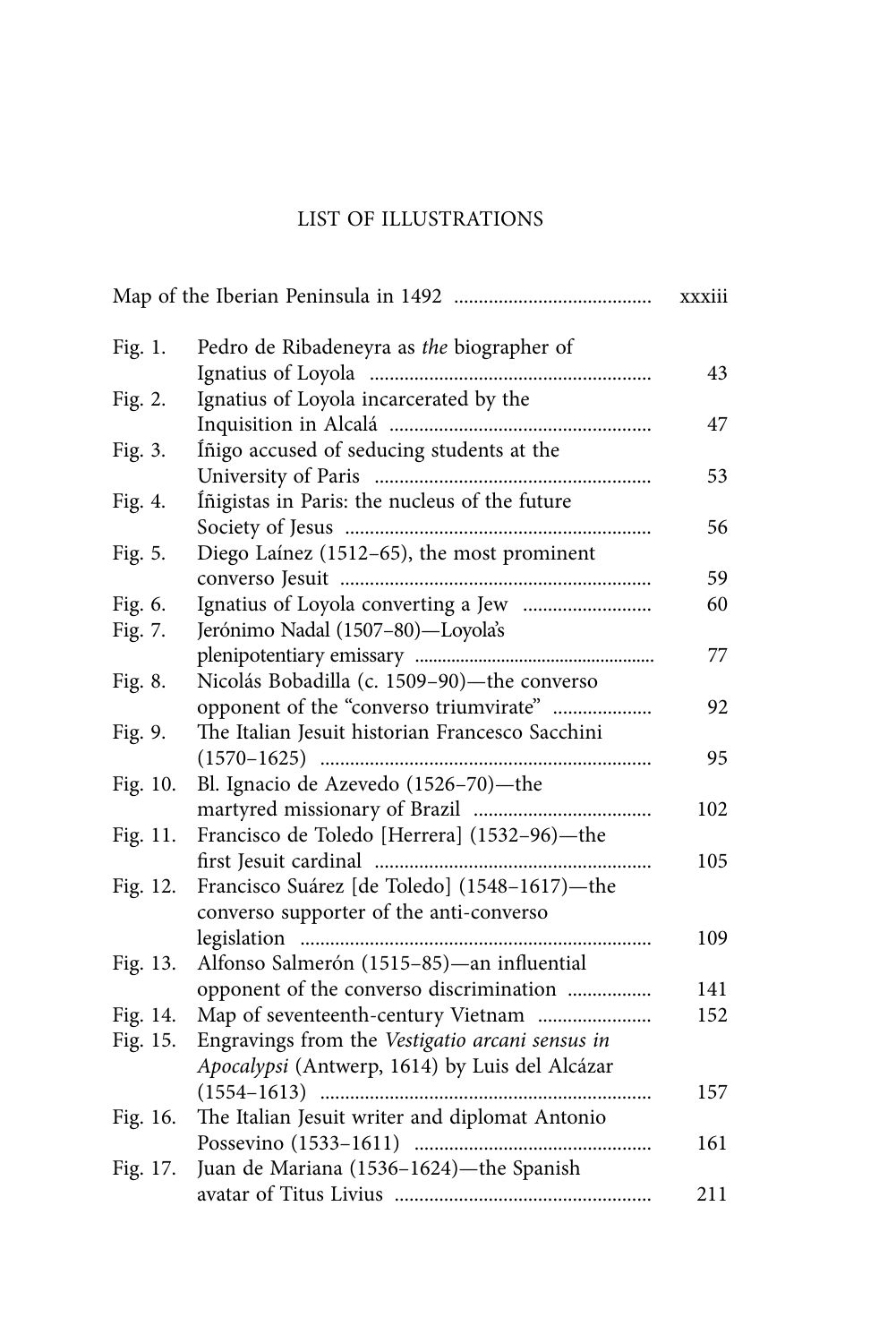# LIST OF ILLUSTRATIONS

| | | |
|---|---|---|
| Map of the Iberian Peninsula in 1492 | | xxxiii |
| Fig. 1. | Pedro de Ribadeneyra as *the* biographer of Ignatius of Loyola | 43 |
| Fig. 2. | Ignatius of Loyola incarcerated by the Inquisition in Alcalá | 47 |
| Fig. 3. | Íñigo accused of seducing students at the University of Paris | 53 |
| Fig. 4. | Íñigistas in Paris: the nucleus of the future Society of Jesus | 56 |
| Fig. 5. | Diego Laínez (1512–65), the most prominent converso Jesuit | 59 |
| Fig. 6. | Ignatius of Loyola converting a Jew | 60 |
| Fig. 7. | Jerónimo Nadal (1507–80)—Loyola's plenipotentiary emissary | 77 |
| Fig. 8. | Nicolás Bobadilla (c. 1509–90)—the converso opponent of the "converso triumvirate" | 92 |
| Fig. 9. | The Italian Jesuit historian Francesco Sacchini (1570–1625) | 95 |
| Fig. 10. | Bl. Ignacio de Azevedo (1526–70)—the martyred missionary of Brazil | 102 |
| Fig. 11. | Francisco de Toledo [Herrera] (1532–96)—the first Jesuit cardinal | 105 |
| Fig. 12. | Francisco Suárez [de Toledo] (1548–1617)—the converso supporter of the anti-converso legislation | 109 |
| Fig. 13. | Alfonso Salmerón (1515–85)—an influential opponent of the converso discrimination | 141 |
| Fig. 14. | Map of seventeenth-century Vietnam | 152 |
| Fig. 15. | Engravings from the *Vestigatio arcani sensus in Apocalypsi* (Antwerp, 1614) by Luis del Alcázar (1554–1613) | 157 |
| Fig. 16. | The Italian Jesuit writer and diplomat Antonio Possevino (1533–1611) | 161 |
| Fig. 17. | Juan de Mariana (1536–1624)—the Spanish avatar of Titus Livius | 211 |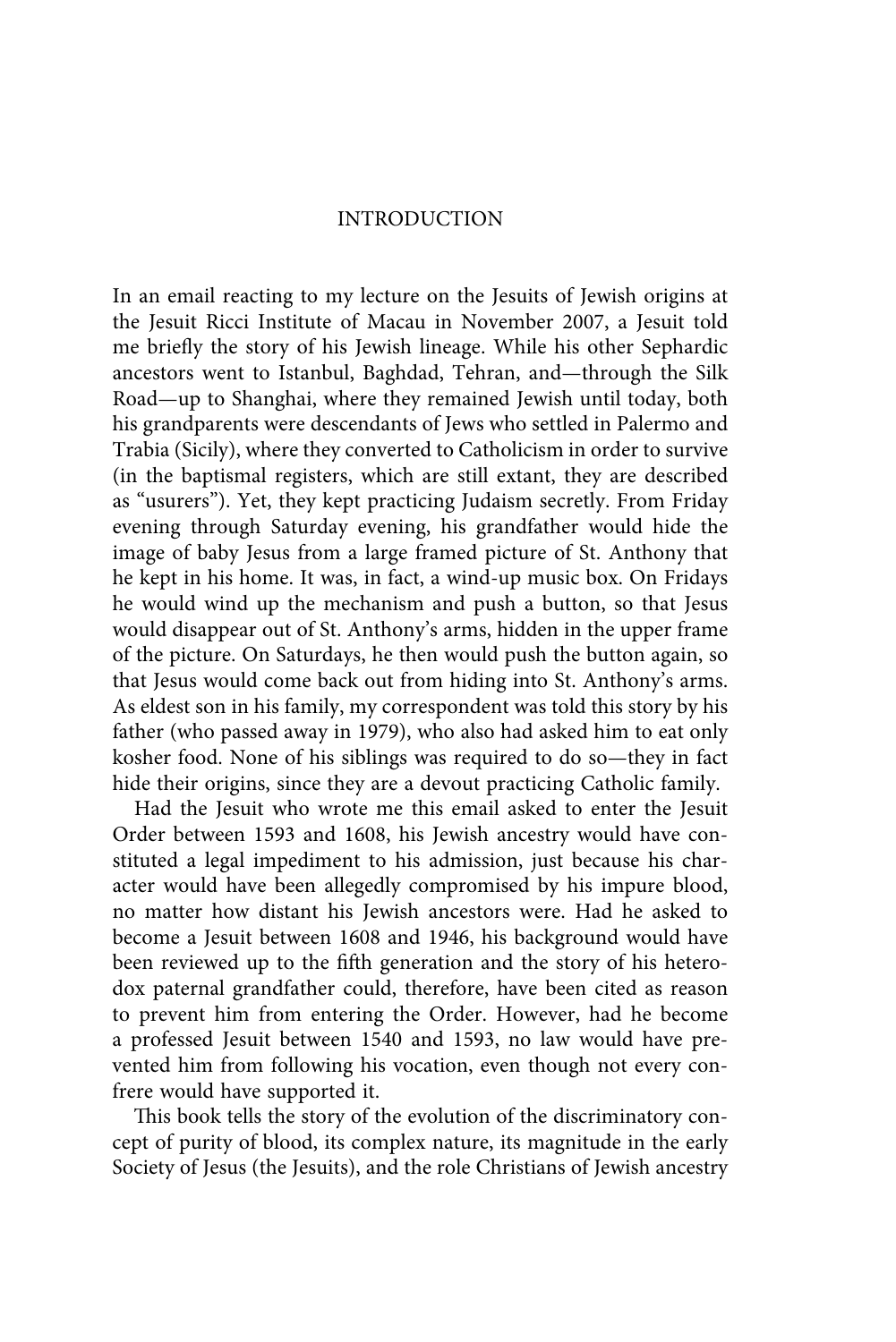# INTRODUCTION

In an email reacting to my lecture on the Jesuits of Jewish origins at the Jesuit Ricci Institute of Macau in November 2007, a Jesuit told me briefly the story of his Jewish lineage. While his other Sephardic ancestors went to Istanbul, Baghdad, Tehran, and—through the Silk Road—up to Shanghai, where they remained Jewish until today, both his grandparents were descendants of Jews who settled in Palermo and Trabia (Sicily), where they converted to Catholicism in order to survive (in the baptismal registers, which are still extant, they are described as "usurers"). Yet, they kept practicing Judaism secretly. From Friday evening through Saturday evening, his grandfather would hide the image of baby Jesus from a large framed picture of St. Anthony that he kept in his home. It was, in fact, a wind-up music box. On Fridays he would wind up the mechanism and push a button, so that Jesus would disappear out of St. Anthony's arms, hidden in the upper frame of the picture. On Saturdays, he then would push the button again, so that Jesus would come back out from hiding into St. Anthony's arms. As eldest son in his family, my correspondent was told this story by his father (who passed away in 1979), who also had asked him to eat only kosher food. None of his siblings was required to do so—they in fact hide their origins, since they are a devout practicing Catholic family.

Had the Jesuit who wrote me this email asked to enter the Jesuit Order between 1593 and 1608, his Jewish ancestry would have constituted a legal impediment to his admission, just because his character would have been allegedly compromised by his impure blood, no matter how distant his Jewish ancestors were. Had he asked to become a Jesuit between 1608 and 1946, his background would have been reviewed up to the fifth generation and the story of his heterodox paternal grandfather could, therefore, have been cited as reason to prevent him from entering the Order. However, had he become a professed Jesuit between 1540 and 1593, no law would have prevented him from following his vocation, even though not every confrere would have supported it.

This book tells the story of the evolution of the discriminatory concept of purity of blood, its complex nature, its magnitude in the early Society of Jesus (the Jesuits), and the role Christians of Jewish ancestry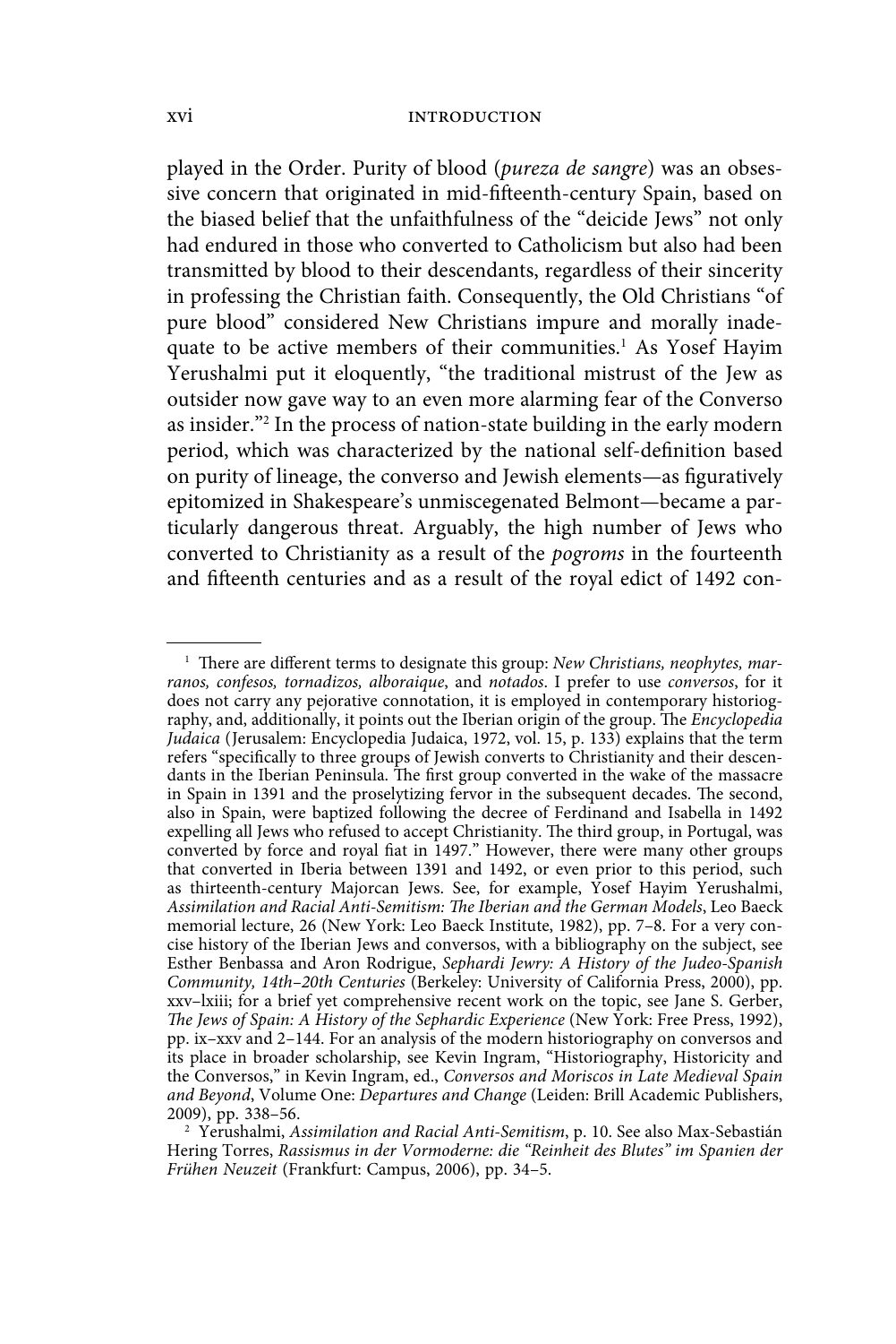played in the Order. Purity of blood (*pureza de sangre*) was an obsessive concern that originated in mid-fifteenth-century Spain, based on the biased belief that the unfaithfulness of the "deicide Jews" not only had endured in those who converted to Catholicism but also had been transmitted by blood to their descendants, regardless of their sincerity in professing the Christian faith. Consequently, the Old Christians "of pure blood" considered New Christians impure and morally inadequate to be active members of their communities.[1] As Yosef Hayim Yerushalmi put it eloquently, "the traditional mistrust of the Jew as outsider now gave way to an even more alarming fear of the Converso as insider."[2] In the process of nation-state building in the early modern period, which was characterized by the national self-definition based on purity of lineage, the converso and Jewish elements—as figuratively epitomized in Shakespeare's unmiscegenated Belmont—became a particularly dangerous threat. Arguably, the high number of Jews who converted to Christianity as a result of the *pogroms* in the fourteenth and fifteenth centuries and as a result of the royal edict of 1492 con-

---

[1] There are different terms to designate this group: *New Christians, neophytes, marranos, confesos, tornadizos, alboraique*, and *notados*. I prefer to use *conversos*, for it does not carry any pejorative connotation, it is employed in contemporary historiography, and, additionally, it points out the Iberian origin of the group. The *Encyclopedia Judaica* (Jerusalem: Encyclopedia Judaica, 1972, vol. 15, p. 133) explains that the term refers "specifically to three groups of Jewish converts to Christianity and their descendants in the Iberian Peninsula. The first group converted in the wake of the massacre in Spain in 1391 and the proselytizing fervor in the subsequent decades. The second, also in Spain, were baptized following the decree of Ferdinand and Isabella in 1492 expelling all Jews who refused to accept Christianity. The third group, in Portugal, was converted by force and royal fiat in 1497." However, there were many other groups that converted in Iberia between 1391 and 1492, or even prior to this period, such as thirteenth-century Majorcan Jews. See, for example, Yosef Hayim Yerushalmi, *Assimilation and Racial Anti-Semitism: The Iberian and the German Models*, Leo Baeck memorial lecture, 26 (New York: Leo Baeck Institute, 1982), pp. 7–8. For a very concise history of the Iberian Jews and conversos, with a bibliography on the subject, see Esther Benbassa and Aron Rodrigue, *Sephardi Jewry: A History of the Judeo-Spanish Community, 14th–20th Centuries* (Berkeley: University of California Press, 2000), pp. xxv–lxiii; for a brief yet comprehensive recent work on the topic, see Jane S. Gerber, *The Jews of Spain: A History of the Sephardic Experience* (New York: Free Press, 1992), pp. ix–xxv and 2–144. For an analysis of the modern historiography on conversos and its place in broader scholarship, see Kevin Ingram, "Historiography, Historicity and the Conversos," in Kevin Ingram, ed., *Conversos and Moriscos in Late Medieval Spain and Beyond*, Volume One: *Departures and Change* (Leiden: Brill Academic Publishers, 2009), pp. 338–56.

[2] Yerushalmi, *Assimilation and Racial Anti-Semitism*, p. 10. See also Max-Sebastián Hering Torres, *Rassismus in der Vormoderne: die "Reinheit des Blutes" im Spanien der Frühen Neuzeit* (Frankfurt: Campus, 2006), pp. 34–5.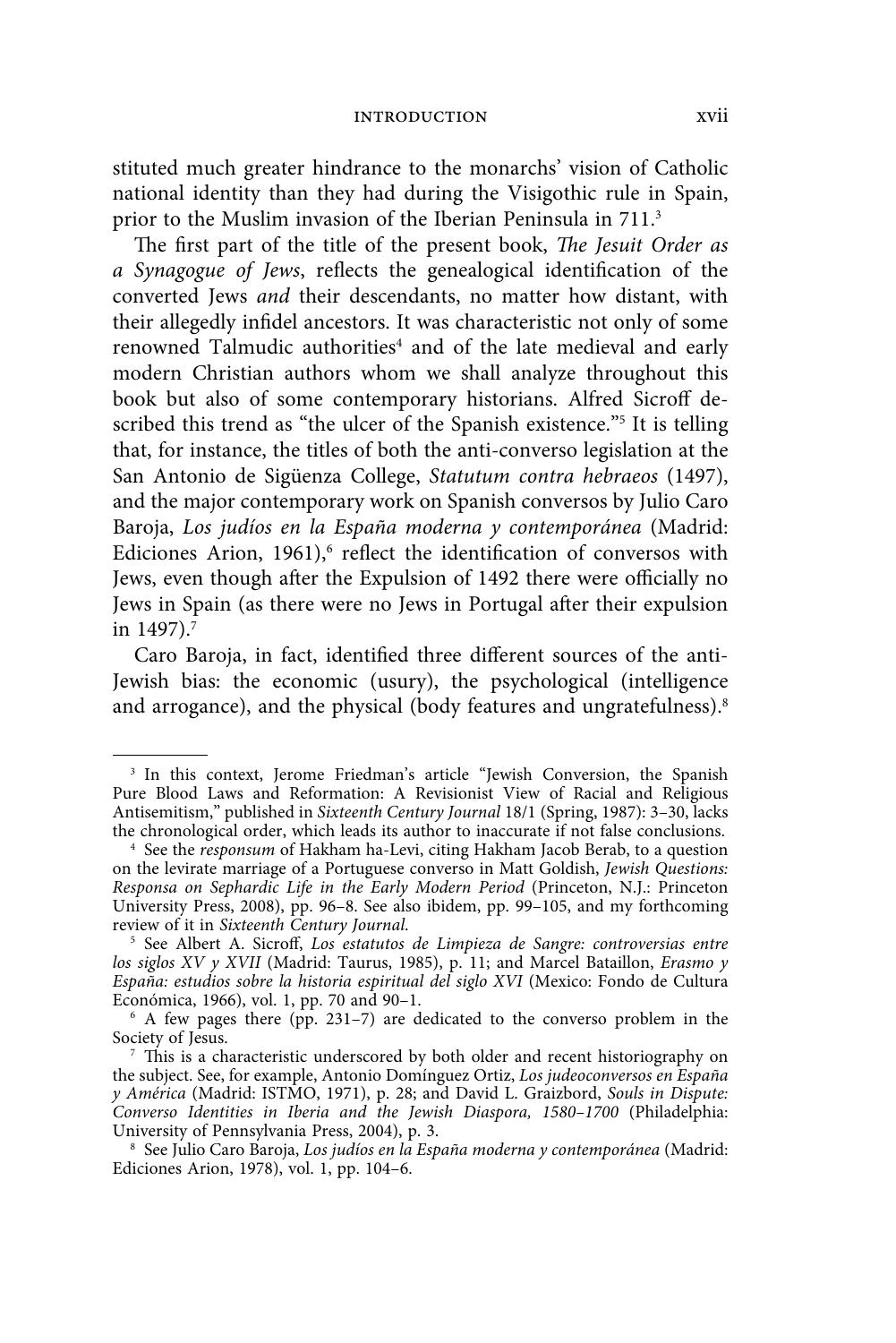stituted much greater hindrance to the monarchs' vision of Catholic national identity than they had during the Visigothic rule in Spain, prior to the Muslim invasion of the Iberian Peninsula in 711.[3]

The first part of the title of the present book, *The Jesuit Order as a Synagogue of Jews*, reflects the genealogical identification of the converted Jews *and* their descendants, no matter how distant, with their allegedly infidel ancestors. It was characteristic not only of some renowned Talmudic authorities[4] and of the late medieval and early modern Christian authors whom we shall analyze throughout this book but also of some contemporary historians. Alfred Sicroff described this trend as "the ulcer of the Spanish existence."[5] It is telling that, for instance, the titles of both the anti-converso legislation at the San Antonio de Sigüenza College, *Statutum contra hebraeos* (1497), and the major contemporary work on Spanish conversos by Julio Caro Baroja, *Los judíos en la España moderna y contemporánea* (Madrid: Ediciones Arion, 1961),[6] reflect the identification of conversos with Jews, even though after the Expulsion of 1492 there were officially no Jews in Spain (as there were no Jews in Portugal after their expulsion in 1497).[7]

Caro Baroja, in fact, identified three different sources of the anti-Jewish bias: the economic (usury), the psychological (intelligence and arrogance), and the physical (body features and ungratefulness).[8]

---

[3] In this context, Jerome Friedman's article "Jewish Conversion, the Spanish Pure Blood Laws and Reformation: A Revisionist View of Racial and Religious Antisemitism," published in *Sixteenth Century Journal* 18/1 (Spring, 1987): 3–30, lacks the chronological order, which leads its author to inaccurate if not false conclusions.

[4] See the *responsum* of Hakham ha-Levi, citing Hakham Jacob Berab, to a question on the levirate marriage of a Portuguese converso in Matt Goldish, *Jewish Questions: Responsa on Sephardic Life in the Early Modern Period* (Princeton, N.J.: Princeton University Press, 2008), pp. 96–8. See also ibidem, pp. 99–105, and my forthcoming review of it in *Sixteenth Century Journal*.

[5] See Albert A. Sicroff, *Los estatutos de Limpieza de Sangre: controversias entre los siglos XV y XVII* (Madrid: Taurus, 1985), p. 11; and Marcel Bataillon, *Erasmo y España: estudios sobre la historia espiritual del siglo XVI* (Mexico: Fondo de Cultura Económica, 1966), vol. 1, pp. 70 and 90–1.

[6] A few pages there (pp. 231–7) are dedicated to the converso problem in the Society of Jesus.

[7] This is a characteristic underscored by both older and recent historiography on the subject. See, for example, Antonio Domínguez Ortiz, *Los judeoconversos en España y América* (Madrid: ISTMO, 1971), p. 28; and David L. Graizbord, *Souls in Dispute: Converso Identities in Iberia and the Jewish Diaspora, 1580–1700* (Philadelphia: University of Pennsylvania Press, 2004), p. 3.

[8] See Julio Caro Baroja, *Los judíos en la España moderna y contemporánea* (Madrid: Ediciones Arion, 1978), vol. 1, pp. 104–6.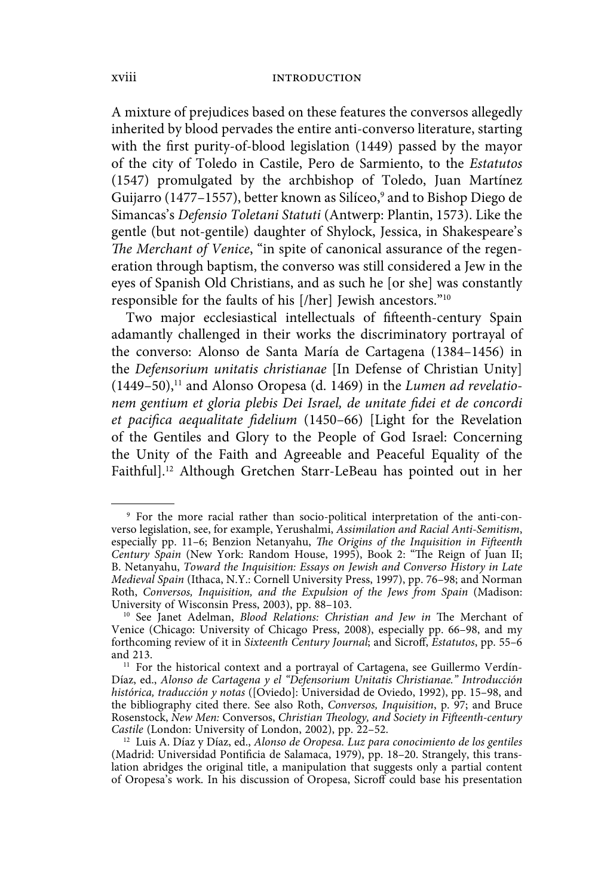A mixture of prejudices based on these features the conversos allegedly inherited by blood pervades the entire anti-converso literature, starting with the first purity-of-blood legislation (1449) passed by the mayor of the city of Toledo in Castile, Pero de Sarmiento, to the *Estatutos* (1547) promulgated by the archbishop of Toledo, Juan Martínez Guijarro (1477–1557), better known as Silíceo,[9] and to Bishop Diego de Simancas's *Defensio Toletani Statuti* (Antwerp: Plantin, 1573). Like the gentle (but not-gentile) daughter of Shylock, Jessica, in Shakespeare's *The Merchant of Venice*, "in spite of canonical assurance of the regeneration through baptism, the converso was still considered a Jew in the eyes of Spanish Old Christians, and as such he [or she] was constantly responsible for the faults of his [/her] Jewish ancestors."[10]

Two major ecclesiastical intellectuals of fifteenth-century Spain adamantly challenged in their works the discriminatory portrayal of the converso: Alonso de Santa María de Cartagena (1384–1456) in the *Defensorium unitatis christianae* [In Defense of Christian Unity] (1449–50),[11] and Alonso Oropesa (d. 1469) in the *Lumen ad revelationem gentium et gloria plebis Dei Israel, de unitate fidei et de concordi et pacifica aequalitate fidelium* (1450–66) [Light for the Revelation of the Gentiles and Glory to the People of God Israel: Concerning the Unity of the Faith and Agreeable and Peaceful Equality of the Faithful].[12] Although Gretchen Starr-LeBeau has pointed out in her

---

[9] For the more racial rather than socio-political interpretation of the anti-converso legislation, see, for example, Yerushalmi, *Assimilation and Racial Anti-Semitism*, especially pp. 11–6; Benzion Netanyahu, *The Origins of the Inquisition in Fifteenth Century Spain* (New York: Random House, 1995), Book 2: "The Reign of Juan II; B. Netanyahu, *Toward the Inquisition: Essays on Jewish and Converso History in Late Medieval Spain* (Ithaca, N.Y.: Cornell University Press, 1997), pp. 76–98; and Norman Roth, *Conversos, Inquisition, and the Expulsion of the Jews from Spain* (Madison: University of Wisconsin Press, 2003), pp. 88–103.

[10] See Janet Adelman, *Blood Relations: Christian and Jew in* The Merchant of Venice (Chicago: University of Chicago Press, 2008), especially pp. 66–98, and my forthcoming review of it in *Sixteenth Century Journal*; and Sicroff, *Estatutos*, pp. 55–6 and 213.

[11] For the historical context and a portrayal of Cartagena, see Guillermo Verdín-Díaz, ed., *Alonso de Cartagena y el "Defensorium Unitatis Christianae." Introducción histórica, traducción y notas* ([Oviedo]: Universidad de Oviedo, 1992), pp. 15–98, and the bibliography cited there. See also Roth, *Conversos, Inquisition*, p. 97; and Bruce Rosenstock, *New Men:* Conversos, *Christian Theology, and Society in Fifteenth-century Castile* (London: University of London, 2002), pp. 22–52.

[12] Luis A. Díaz y Díaz, ed., *Alonso de Oropesa. Luz para conocimiento de los gentiles* (Madrid: Universidad Pontificia de Salamaca, 1979), pp. 18–20. Strangely, this translation abridges the original title, a manipulation that suggests only a partial content of Oropesa's work. In his discussion of Oropesa, Sicroff could base his presentation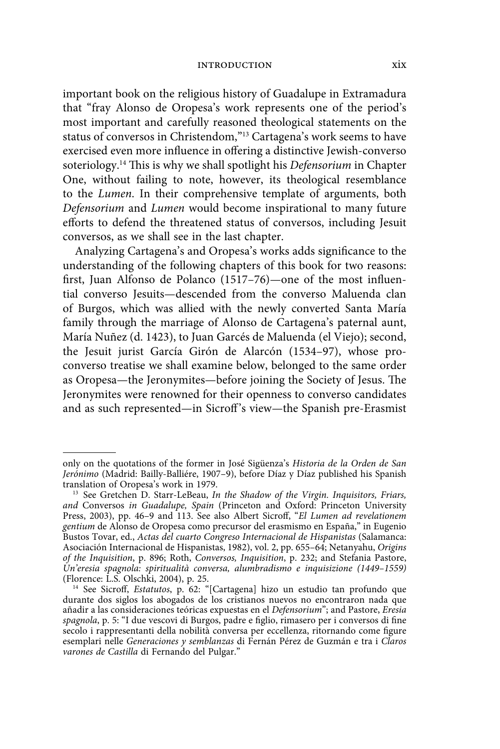important book on the religious history of Guadalupe in Extramadura that "fray Alonso de Oropesa's work represents one of the period's most important and carefully reasoned theological statements on the status of conversos in Christendom,"[13] Cartagena's work seems to have exercised even more influence in offering a distinctive Jewish-converso soteriology.[14] This is why we shall spotlight his *Defensorium* in Chapter One, without failing to note, however, its theological resemblance to the *Lumen*. In their comprehensive template of arguments, both *Defensorium* and *Lumen* would become inspirational to many future efforts to defend the threatened status of conversos, including Jesuit conversos, as we shall see in the last chapter.

Analyzing Cartagena's and Oropesa's works adds significance to the understanding of the following chapters of this book for two reasons: first, Juan Alfonso de Polanco (1517–76)—one of the most influential converso Jesuits—descended from the converso Maluenda clan of Burgos, which was allied with the newly converted Santa María family through the marriage of Alonso de Cartagena's paternal aunt, María Nuñez (d. 1423), to Juan Garcés de Maluenda (el Viejo); second, the Jesuit jurist García Girón de Alarcón (1534–97), whose pro-converso treatise we shall examine below, belonged to the same order as Oropesa—the Jeronymites—before joining the Society of Jesus. The Jeronymites were renowned for their openness to converso candidates and as such represented—in Sicroff's view—the Spanish pre-Erasmist

---

only on the quotations of the former in José Sigüenza's *Historia de la Orden de San Jerónimo* (Madrid: Bailly-Balliére, 1907–9), before Díaz y Díaz published his Spanish translation of Oropesa's work in 1979.

[13] See Gretchen D. Starr-LeBeau, *In the Shadow of the Virgin. Inquisitors, Friars, and* Conversos *in Guadalupe, Spain* (Princeton and Oxford: Princeton University Press, 2003), pp. 46–9 and 113. See also Albert Sicroff, "*El Lumen ad revelationem gentium* de Alonso de Oropesa como precursor del erasmismo en España," in Eugenio Bustos Tovar, ed., *Actas del cuarto Congreso Internacional de Hispanistas* (Salamanca: Asociación Internacional de Hispanistas, 1982), vol. 2, pp. 655–64; Netanyahu, *Origins of the Inquisition*, p. 896; Roth, *Conversos, Inquisition*, p. 232; and Stefania Pastore, *Un'eresia spagnola: spiritualità conversa, alumbradismo e inquisizione (1449–1559)* (Florence: L.S. Olschki, 2004), p. 25.

[14] See Sicroff, *Estatutos*, p. 62: "[Cartagena] hizo un estudio tan profundo que durante dos siglos los abogados de los cristianos nuevos no encontraron nada que añadir a las consideraciones teóricas expuestas en el *Defensorium*"; and Pastore, *Eresia spagnola*, p. 5: "I due vescovi di Burgos, padre e figlio, rimasero per i conversos di fine secolo i rappresentanti della nobilità conversa per eccellenza, ritornando come figure esemplari nelle *Generaciones y semblanzas* di Fernán Pérez de Guzmán e tra i *Claros varones de Castilla* di Fernando del Pulgar."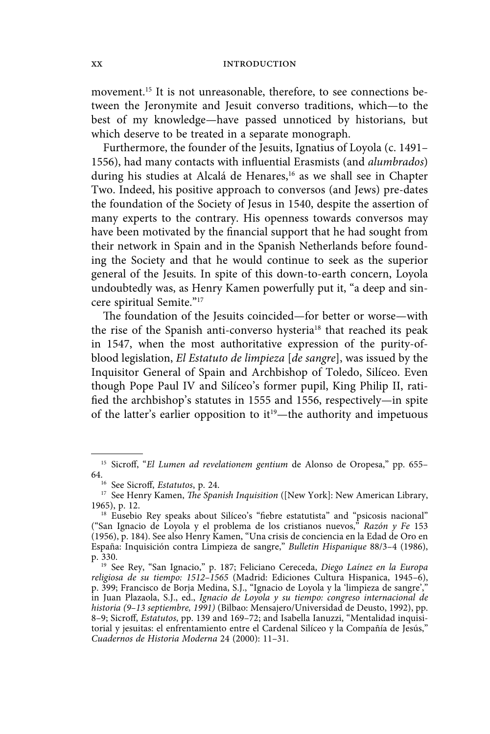movement.[15] It is not unreasonable, therefore, to see connections between the Jeronymite and Jesuit converso traditions, which—to the best of my knowledge—have passed unnoticed by historians, but which deserve to be treated in a separate monograph.

Furthermore, the founder of the Jesuits, Ignatius of Loyola (c. 1491–1556), had many contacts with influential Erasmists (and *alumbrados*) during his studies at Alcalá de Henares,[16] as we shall see in Chapter Two. Indeed, his positive approach to conversos (and Jews) pre-dates the foundation of the Society of Jesus in 1540, despite the assertion of many experts to the contrary. His openness towards conversos may have been motivated by the financial support that he had sought from their network in Spain and in the Spanish Netherlands before founding the Society and that he would continue to seek as the superior general of the Jesuits. In spite of this down-to-earth concern, Loyola undoubtedly was, as Henry Kamen powerfully put it, "a deep and sincere spiritual Semite."[17]

The foundation of the Jesuits coincided—for better or worse—with the rise of the Spanish anti-converso hysteria[18] that reached its peak in 1547, when the most authoritative expression of the purity-of-blood legislation, *El Estatuto de limpieza* [*de sangre*], was issued by the Inquisitor General of Spain and Archbishop of Toledo, Silíceo. Even though Pope Paul IV and Silíceo's former pupil, King Philip II, ratified the archbishop's statutes in 1555 and 1556, respectively—in spite of the latter's earlier opposition to it[19]—the authority and impetuous

---

[15] Sicroff, "*El Lumen ad revelationem gentium* de Alonso de Oropesa," pp. 655–64.

[16] See Sicroff, *Estatutos*, p. 24.

[17] See Henry Kamen, *The Spanish Inquisition* ([New York]: New American Library, 1965), p. 12.

[18] Eusebio Rey speaks about Silíceo's "fiebre estatutista" and "psicosis nacional" ("San Ignacio de Loyola y el problema de los cristianos nuevos," *Razón y Fe* 153 (1956), p. 184). See also Henry Kamen, "Una crisis de conciencia en la Edad de Oro en España: Inquisición contra Limpieza de sangre," *Bulletin Hispanique* 88/3–4 (1986), p. 330.

[19] See Rey, "San Ignacio," p. 187; Feliciano Cereceda, *Diego Laínez en la Europa religiosa de su tiempo: 1512–1565* (Madrid: Ediciones Cultura Hispanica, 1945–6), p. 399; Francisco de Borja Medina, S.J., "Ignacio de Loyola y la 'limpieza de sangre'," in Juan Plazaola, S.J., ed., *Ignacio de Loyola y su tiempo: congreso internacional de historia (9–13 septiembre, 1991)* (Bilbao: Mensajero/Universidad de Deusto, 1992), pp. 8–9; Sicroff, *Estatutos*, pp. 139 and 169–72; and Isabella Ianuzzi, "Mentalidad inquisitorial y jesuitas: el enfrentamiento entre el Cardenal Silíceo y la Compañía de Jesús," *Cuadernos de Historia Moderna* 24 (2000): 11–31.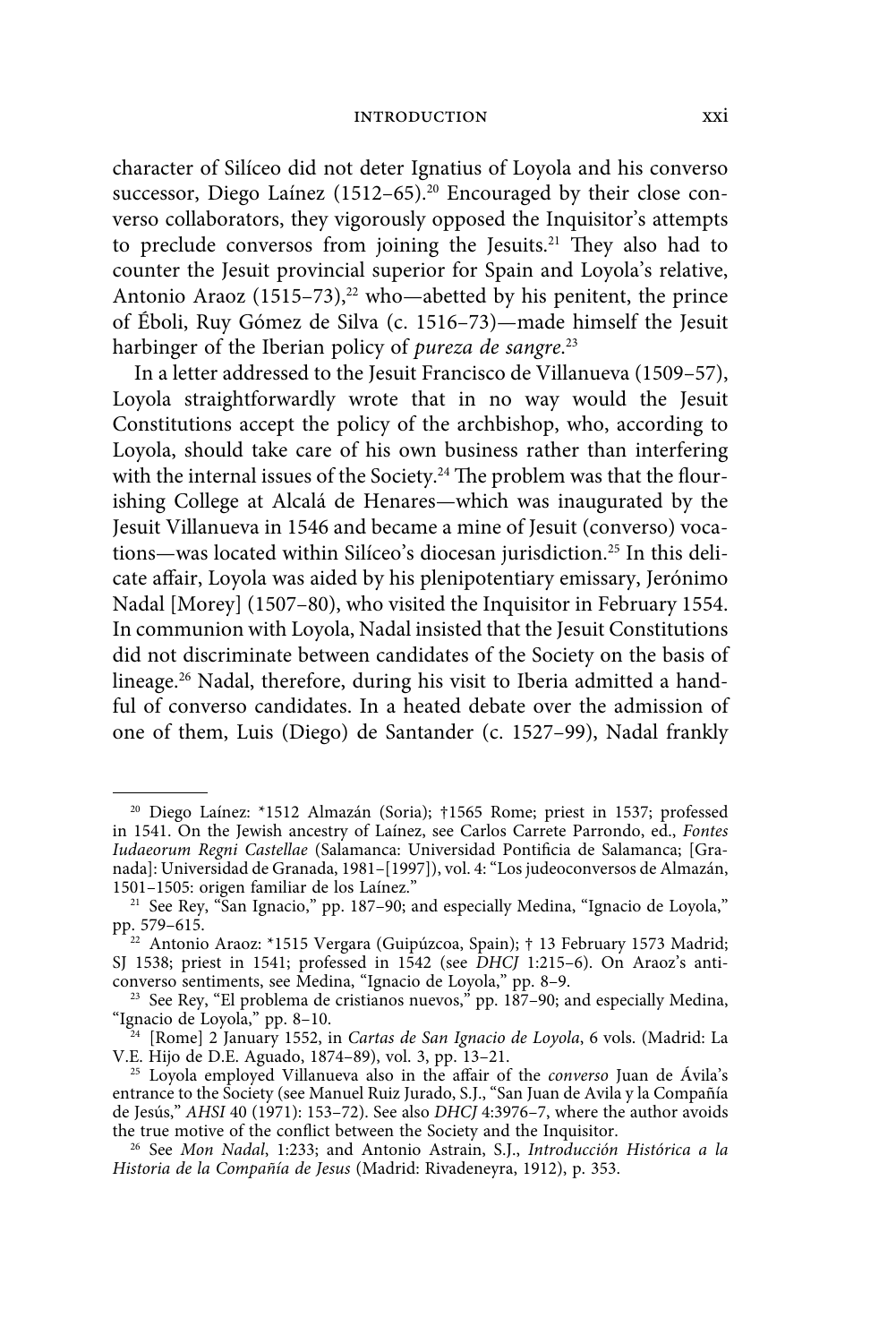character of Silíceo did not deter Ignatius of Loyola and his converso successor, Diego Laínez (1512–65).[20] Encouraged by their close converso collaborators, they vigorously opposed the Inquisitor's attempts to preclude conversos from joining the Jesuits.[21] They also had to counter the Jesuit provincial superior for Spain and Loyola's relative, Antonio Araoz (1515–73),[22] who—abetted by his penitent, the prince of Éboli, Ruy Gómez de Silva (c. 1516–73)—made himself the Jesuit harbinger of the Iberian policy of *pureza de sangre*.[23]

In a letter addressed to the Jesuit Francisco de Villanueva (1509–57), Loyola straightforwardly wrote that in no way would the Jesuit Constitutions accept the policy of the archbishop, who, according to Loyola, should take care of his own business rather than interfering with the internal issues of the Society.[24] The problem was that the flourishing College at Alcalá de Henares—which was inaugurated by the Jesuit Villanueva in 1546 and became a mine of Jesuit (converso) vocations—was located within Silíceo's diocesan jurisdiction.[25] In this delicate affair, Loyola was aided by his plenipotentiary emissary, Jerónimo Nadal [Morey] (1507–80), who visited the Inquisitor in February 1554. In communion with Loyola, Nadal insisted that the Jesuit Constitutions did not discriminate between candidates of the Society on the basis of lineage.[26] Nadal, therefore, during his visit to Iberia admitted a handful of converso candidates. In a heated debate over the admission of one of them, Luis (Diego) de Santander (c. 1527–99), Nadal frankly

---

[20] Diego Laínez: *1512 Almazán (Soria); †1565 Rome; priest in 1537; professed in 1541. On the Jewish ancestry of Laínez, see Carlos Carrete Parrondo, ed., *Fontes Iudaeorum Regni Castellae* (Salamanca: Universidad Pontificia de Salamanca; [Granada]: Universidad de Granada, 1981–[1997]), vol. 4: "Los judeoconversos de Almazán, 1501–1505: origen familiar de los Laínez."

[21] See Rey, "San Ignacio," pp. 187–90; and especially Medina, "Ignacio de Loyola," pp. 579–615.

[22] Antonio Araoz: *1515 Vergara (Guipúzcoa, Spain); † 13 February 1573 Madrid; SJ 1538; priest in 1541; professed in 1542 (see *DHCJ* 1:215–6). On Araoz's anti-converso sentiments, see Medina, "Ignacio de Loyola," pp. 8–9.

[23] See Rey, "El problema de cristianos nuevos," pp. 187–90; and especially Medina, "Ignacio de Loyola," pp. 8–10.

[24] [Rome] 2 January 1552, in *Cartas de San Ignacio de Loyola*, 6 vols. (Madrid: La V.E. Hijo de D.E. Aguado, 1874–89), vol. 3, pp. 13–21.

[25] Loyola employed Villanueva also in the affair of the *converso* Juan de Ávila's entrance to the Society (see Manuel Ruiz Jurado, S.J., "San Juan de Avila y la Compañía de Jesús," *AHSI* 40 (1971): 153–72). See also *DHCJ* 4:3976–7, where the author avoids the true motive of the conflict between the Society and the Inquisitor.

[26] See *Mon Nadal*, 1:233; and Antonio Astrain, S.J., *Introducción Histórica a la Historia de la Compañía de Jesus* (Madrid: Rivadeneyra, 1912), p. 353.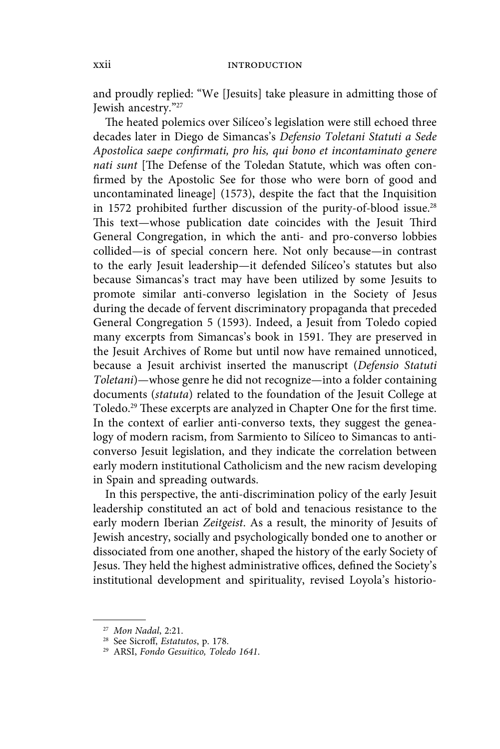and proudly replied: "We [Jesuits] take pleasure in admitting those of Jewish ancestry."[27]

The heated polemics over Silíceo's legislation were still echoed three decades later in Diego de Simancas's *Defensio Toletani Statuti a Sede Apostolica saepe confirmati, pro his, qui bono et incontaminato genere nati sunt* [The Defense of the Toledan Statute, which was often confirmed by the Apostolic See for those who were born of good and uncontaminated lineage] (1573), despite the fact that the Inquisition in 1572 prohibited further discussion of the purity-of-blood issue.[28] This text—whose publication date coincides with the Jesuit Third General Congregation, in which the anti- and pro-converso lobbies collided—is of special concern here. Not only because—in contrast to the early Jesuit leadership—it defended Silíceo's statutes but also because Simancas's tract may have been utilized by some Jesuits to promote similar anti-converso legislation in the Society of Jesus during the decade of fervent discriminatory propaganda that preceded General Congregation 5 (1593). Indeed, a Jesuit from Toledo copied many excerpts from Simancas's book in 1591. They are preserved in the Jesuit Archives of Rome but until now have remained unnoticed, because a Jesuit archivist inserted the manuscript (*Defensio Statuti Toletani*)—whose genre he did not recognize—into a folder containing documents (*statuta*) related to the foundation of the Jesuit College at Toledo.[29] These excerpts are analyzed in Chapter One for the first time. In the context of earlier anti-converso texts, they suggest the genealogy of modern racism, from Sarmiento to Silíceo to Simancas to anti-converso Jesuit legislation, and they indicate the correlation between early modern institutional Catholicism and the new racism developing in Spain and spreading outwards.

In this perspective, the anti-discrimination policy of the early Jesuit leadership constituted an act of bold and tenacious resistance to the early modern Iberian *Zeitgeist*. As a result, the minority of Jesuits of Jewish ancestry, socially and psychologically bonded one to another or dissociated from one another, shaped the history of the early Society of Jesus. They held the highest administrative offices, defined the Society's institutional development and spirituality, revised Loyola's historio-

---

[27] *Mon Nadal*, 2:21.

[28] See Sicroff, *Estatutos*, p. 178.

[29] ARSI, *Fondo Gesuitico, Toledo 1641*.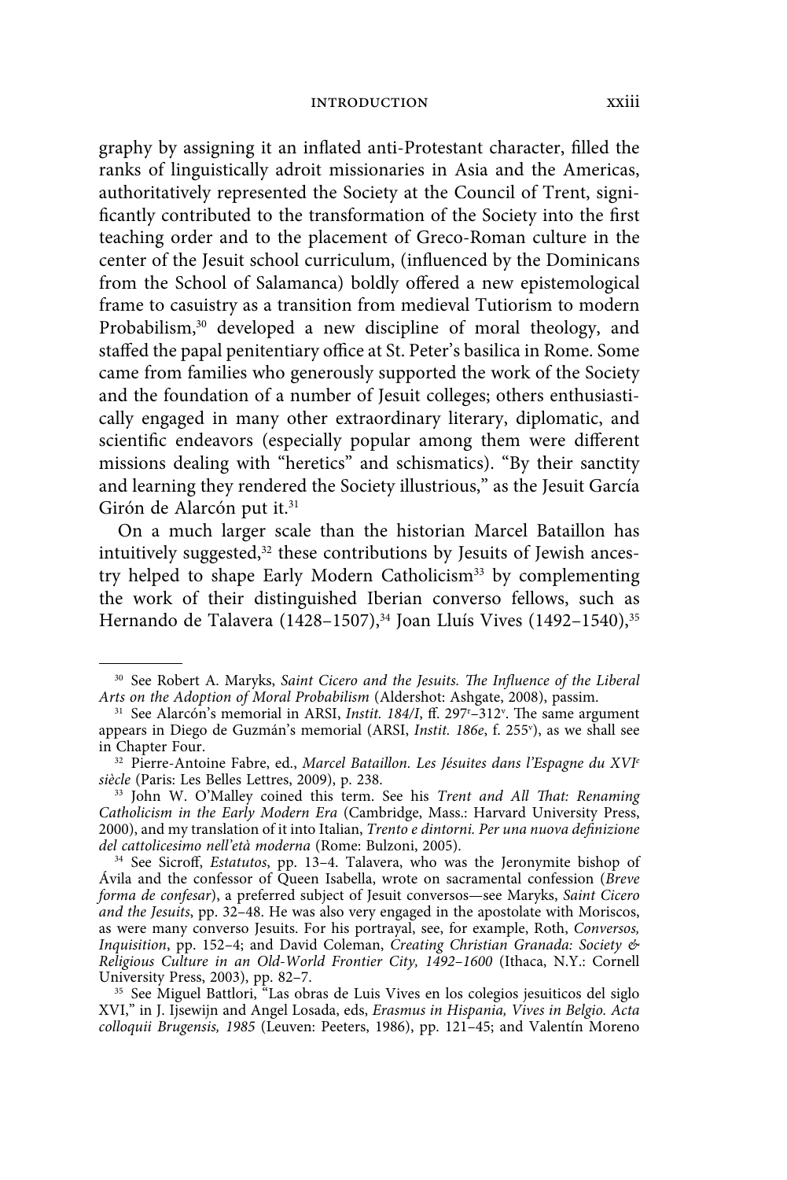graphy by assigning it an inflated anti-Protestant character, filled the ranks of linguistically adroit missionaries in Asia and the Americas, authoritatively represented the Society at the Council of Trent, significantly contributed to the transformation of the Society into the first teaching order and to the placement of Greco-Roman culture in the center of the Jesuit school curriculum, (influenced by the Dominicans from the School of Salamanca) boldly offered a new epistemological frame to casuistry as a transition from medieval Tutiorism to modern Probabilism,[30] developed a new discipline of moral theology, and staffed the papal penitentiary office at St. Peter's basilica in Rome. Some came from families who generously supported the work of the Society and the foundation of a number of Jesuit colleges; others enthusiastically engaged in many other extraordinary literary, diplomatic, and scientific endeavors (especially popular among them were different missions dealing with "heretics" and schismatics). "By their sanctity and learning they rendered the Society illustrious," as the Jesuit García Girón de Alarcón put it.[31]

On a much larger scale than the historian Marcel Bataillon has intuitively suggested,[32] these contributions by Jesuits of Jewish ancestry helped to shape Early Modern Catholicism[33] by complementing the work of their distinguished Iberian converso fellows, such as Hernando de Talavera (1428–1507),[34] Joan Lluís Vives (1492–1540),[35]

---

[30] See Robert A. Maryks, *Saint Cicero and the Jesuits. The Influence of the Liberal Arts on the Adoption of Moral Probabilism* (Aldershot: Ashgate, 2008), passim.

[31] See Alarcón's memorial in ARSI, *Instit. 184/I*, ff. 297r–312v. The same argument appears in Diego de Guzmán's memorial (ARSI, *Instit. 186e*, f. 255v), as we shall see in Chapter Four.

[32] Pierre-Antoine Fabre, ed., *Marcel Bataillon. Les Jésuites dans l'Espagne du XVIe siècle* (Paris: Les Belles Lettres, 2009), p. 238.

[33] John W. O'Malley coined this term. See his *Trent and All That: Renaming Catholicism in the Early Modern Era* (Cambridge, Mass.: Harvard University Press, 2000), and my translation of it into Italian, *Trento e dintorni. Per una nuova definizione del cattolicesimo nell'età moderna* (Rome: Bulzoni, 2005).

[34] See Sicroff, *Estatutos*, pp. 13–4. Talavera, who was the Jeronymite bishop of Ávila and the confessor of Queen Isabella, wrote on sacramental confession (*Breve forma de confesar*), a preferred subject of Jesuit conversos—see Maryks, *Saint Cicero and the Jesuits*, pp. 32–48. He was also very engaged in the apostolate with Moriscos, as were many converso Jesuits. For his portrayal, see, for example, Roth, *Conversos, Inquisition*, pp. 152–4; and David Coleman, *Creating Christian Granada: Society & Religious Culture in an Old-World Frontier City, 1492–1600* (Ithaca, N.Y.: Cornell University Press, 2003), pp. 82–7.

[35] See Miguel Batllori, "Las obras de Luis Vives en los colegios jesuiticos del siglo XVI," in J. Ijsewijn and Angel Losada, eds, *Erasmus in Hispania, Vives in Belgio. Acta colloquii Brugensis, 1985* (Leuven: Peeters, 1986), pp. 121–45; and Valentín Moreno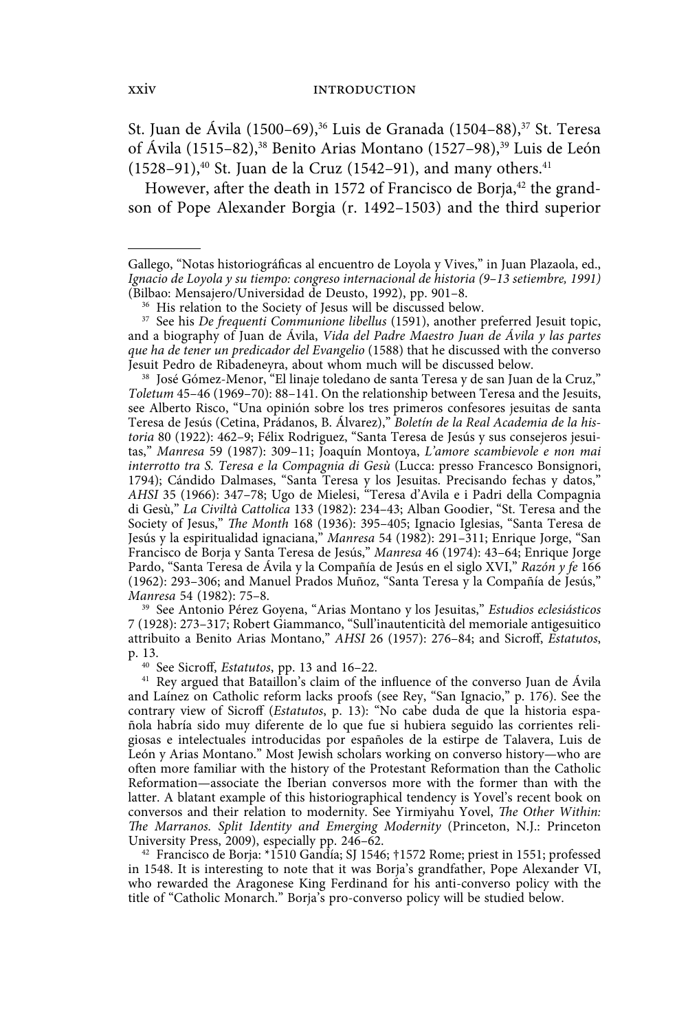St. Juan de Ávila (1500–69),[36] Luis de Granada (1504–88),[37] St. Teresa of Ávila (1515–82),[38] Benito Arias Montano (1527–98),[39] Luis de León (1528–91),[40] St. Juan de la Cruz (1542–91), and many others.[41]

However, after the death in 1572 of Francisco de Borja,[42] the grandson of Pope Alexander Borgia (r. 1492–1503) and the third superior

---

Gallego, "Notas historiográficas al encuentro de Loyola y Vives," in Juan Plazaola, ed., *Ignacio de Loyola y su tiempo: congreso internacional de historia (9–13 setiembre, 1991)* (Bilbao: Mensajero/Universidad de Deusto, 1992), pp. 901–8.

[36] His relation to the Society of Jesus will be discussed below.

[37] See his *De frequenti Communione libellus* (1591), another preferred Jesuit topic, and a biography of Juan de Ávila, *Vida del Padre Maestro Juan de Ávila y las partes que ha de tener un predicador del Evangelio* (1588) that he discussed with the converso Jesuit Pedro de Ribadeneyra, about whom much will be discussed below.

[38] José Gómez-Menor, "El linaje toledano de santa Teresa y de san Juan de la Cruz," *Toletum* 45–46 (1969–70): 88–141. On the relationship between Teresa and the Jesuits, see Alberto Risco, "Una opinión sobre los tres primeros confesores jesuitas de santa Teresa de Jesús (Cetina, Prádanos, B. Álvarez)," *Boletín de la Real Academia de la historia* 80 (1922): 462–9; Félix Rodriguez, "Santa Teresa de Jesús y sus consejeros jesuitas," *Manresa* 59 (1987): 309–11; Joaquín Montoya, *L'amore scambievole e non mai interrotto tra S. Teresa e la Compagnia di Gesù* (Lucca: presso Francesco Bonsignori, 1794); Cándido Dalmases, "Santa Teresa y los Jesuitas. Precisando fechas y datos," *AHSI* 35 (1966): 347–78; Ugo de Mielesi, "Teresa d'Avila e i Padri della Compagnia di Gesù," *La Civiltà Cattolica* 133 (1982): 234–43; Alban Goodier, "St. Teresa and the Society of Jesus," *The Month* 168 (1936): 395–405; Ignacio Iglesias, "Santa Teresa de Jesús y la espiritualidad ignaciana," *Manresa* 54 (1982): 291–311; Enrique Jorge, "San Francisco de Borja y Santa Teresa de Jesús," *Manresa* 46 (1974): 43–64; Enrique Jorge Pardo, "Santa Teresa de Ávila y la Compañía de Jesús en el siglo XVI," *Razón y fe* 166 (1962): 293–306; and Manuel Prados Muñoz, "Santa Teresa y la Compañía de Jesús," *Manresa* 54 (1982): 75–8.

[39] See Antonio Pérez Goyena, "Arias Montano y los Jesuitas," *Estudios eclesiásticos* 7 (1928): 273–317; Robert Giammanco, "Sull'inautenticità del memoriale antigesuitico attribuito a Benito Arias Montano," *AHSI* 26 (1957): 276–84; and Sicroff, *Estatutos*, p. 13.

[40] See Sicroff, *Estatutos*, pp. 13 and 16–22.

[41] Rey argued that Bataillon's claim of the influence of the converso Juan de Ávila and Laínez on Catholic reform lacks proofs (see Rey, "San Ignacio," p. 176). See the contrary view of Sicroff (*Estatutos*, p. 13): "No cabe duda de que la historia española habría sido muy diferente de lo que fue si hubiera seguido las corrientes religiosas e intelectuales introducidas por españoles de la estirpe de Talavera, Luis de León y Arias Montano." Most Jewish scholars working on converso history—who are often more familiar with the history of the Protestant Reformation than the Catholic Reformation—associate the Iberian conversos more with the former than with the latter. A blatant example of this historiographical tendency is Yovel's recent book on conversos and their relation to modernity. See Yirmiyahu Yovel, *The Other Within: The Marranos. Split Identity and Emerging Modernity* (Princeton, N.J.: Princeton University Press, 2009), especially pp. 246–62.

[42] Francisco de Borja: *1510 Gandía; SJ 1546; †1572 Rome; priest in 1551; professed in 1548. It is interesting to note that it was Borja's grandfather, Pope Alexander VI, who rewarded the Aragonese King Ferdinand for his anti-converso policy with the title of "Catholic Monarch." Borja's pro-converso policy will be studied below.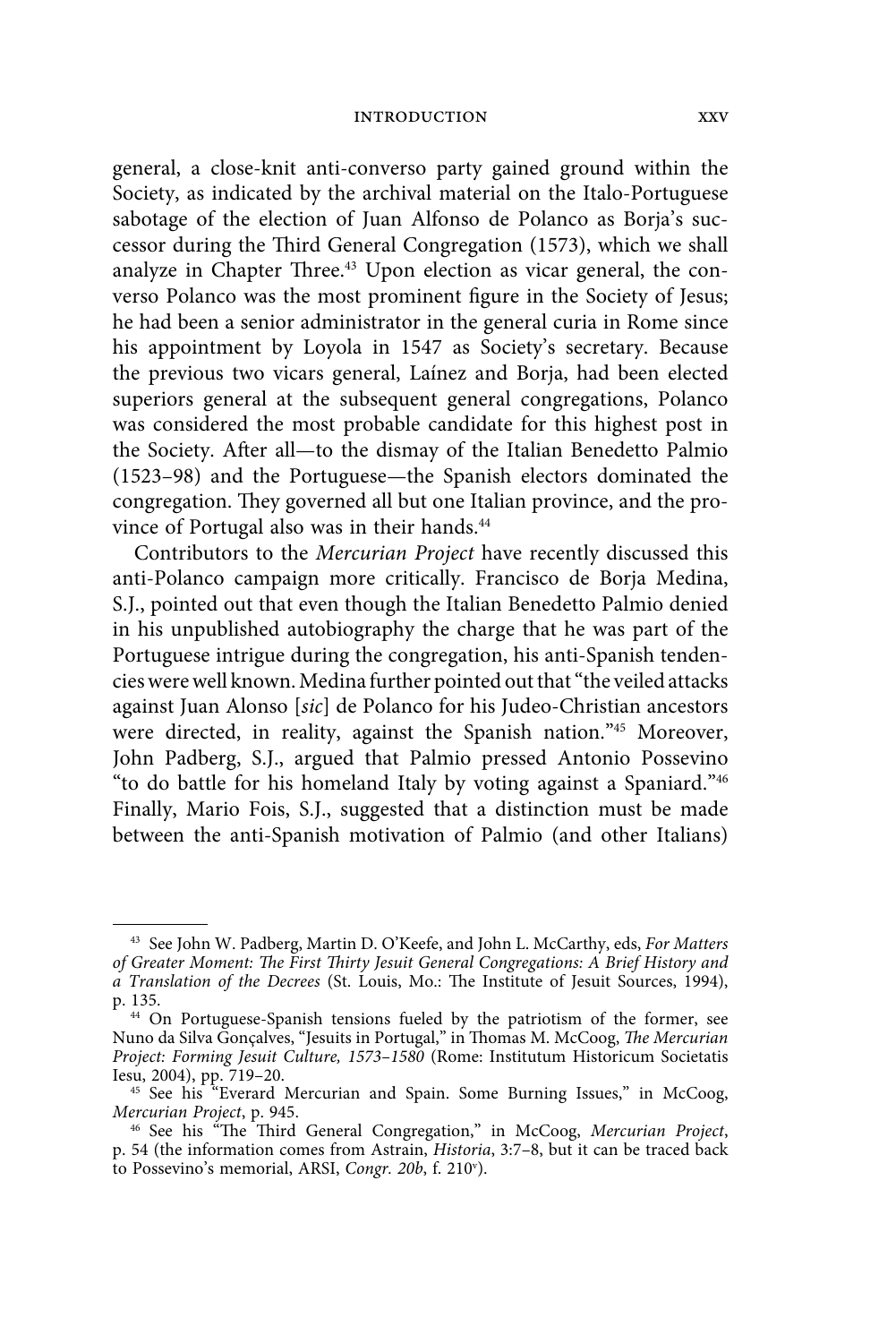general, a close-knit anti-converso party gained ground within the Society, as indicated by the archival material on the Italo-Portuguese sabotage of the election of Juan Alfonso de Polanco as Borja's successor during the Third General Congregation (1573), which we shall analyze in Chapter Three.[43] Upon election as vicar general, the converso Polanco was the most prominent figure in the Society of Jesus; he had been a senior administrator in the general curia in Rome since his appointment by Loyola in 1547 as Society's secretary. Because the previous two vicars general, Laínez and Borja, had been elected superiors general at the subsequent general congregations, Polanco was considered the most probable candidate for this highest post in the Society. After all—to the dismay of the Italian Benedetto Palmio (1523–98) and the Portuguese—the Spanish electors dominated the congregation. They governed all but one Italian province, and the province of Portugal also was in their hands.[44]

Contributors to the *Mercurian Project* have recently discussed this anti-Polanco campaign more critically. Francisco de Borja Medina, S.J., pointed out that even though the Italian Benedetto Palmio denied in his unpublished autobiography the charge that he was part of the Portuguese intrigue during the congregation, his anti-Spanish tendencies were well known. Medina further pointed out that "the veiled attacks against Juan Alonso [*sic*] de Polanco for his Judeo-Christian ancestors were directed, in reality, against the Spanish nation."[45] Moreover, John Padberg, S.J., argued that Palmio pressed Antonio Possevino "to do battle for his homeland Italy by voting against a Spaniard."[46] Finally, Mario Fois, S.J., suggested that a distinction must be made between the anti-Spanish motivation of Palmio (and other Italians)

---

[43] See John W. Padberg, Martin D. O'Keefe, and John L. McCarthy, eds, *For Matters of Greater Moment: The First Thirty Jesuit General Congregations: A Brief History and a Translation of the Decrees* (St. Louis, Mo.: The Institute of Jesuit Sources, 1994), p. 135.

[44] On Portuguese-Spanish tensions fueled by the patriotism of the former, see Nuno da Silva Gonçalves, "Jesuits in Portugal," in Thomas M. McCoog, *The Mercurian Project: Forming Jesuit Culture, 1573–1580* (Rome: Institutum Historicum Societatis Iesu, 2004), pp. 719–20.

[45] See his "Everard Mercurian and Spain. Some Burning Issues," in McCoog, *Mercurian Project*, p. 945.

[46] See his "The Third General Congregation," in McCoog, *Mercurian Project*, p. 54 (the information comes from Astrain, *Historia*, 3:7–8, but it can be traced back to Possevino's memorial, ARSI, *Congr. 20b*, f. 210v).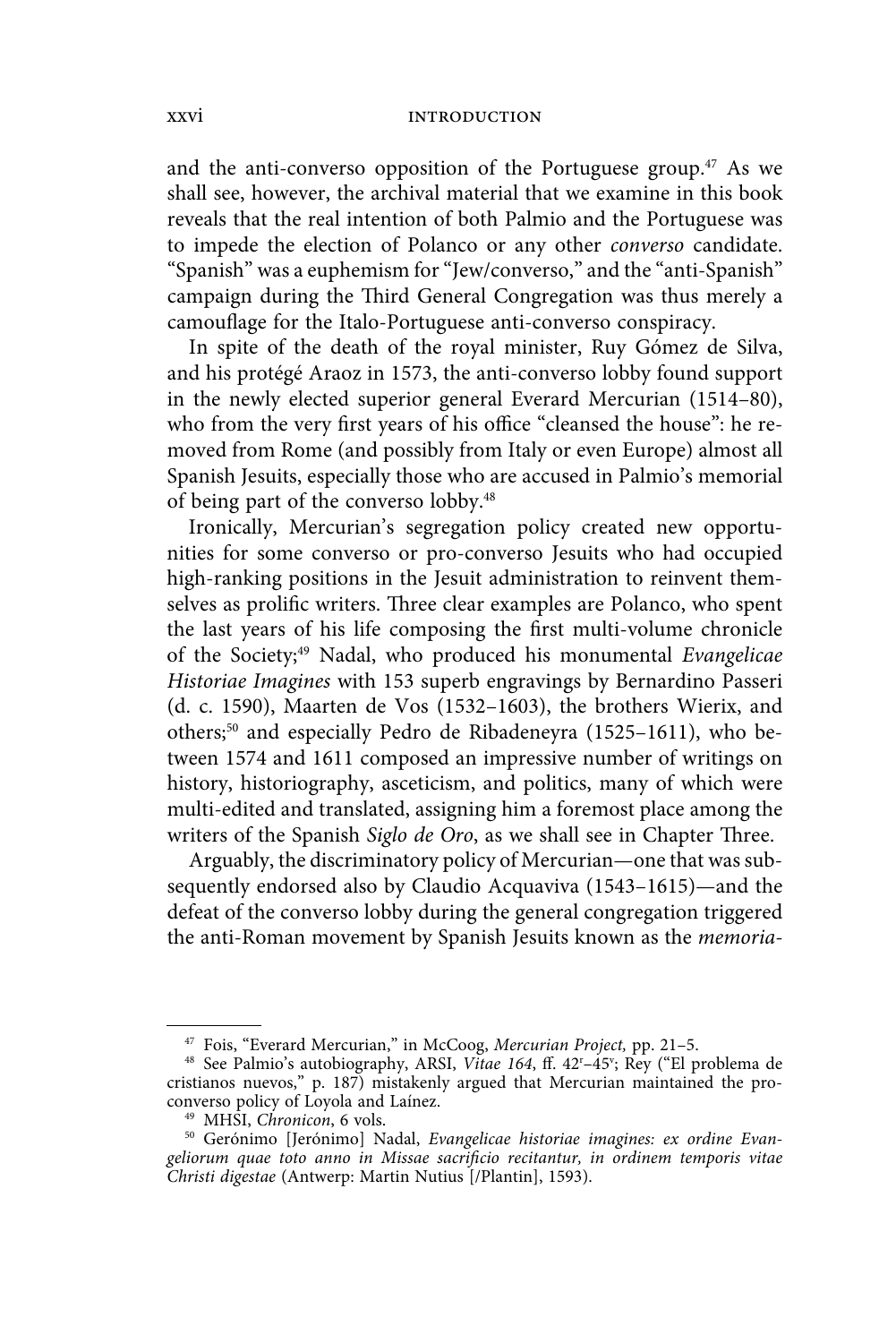and the anti-converso opposition of the Portuguese group.[47] As we shall see, however, the archival material that we examine in this book reveals that the real intention of both Palmio and the Portuguese was to impede the election of Polanco or any other *converso* candidate. "Spanish" was a euphemism for "Jew/converso," and the "anti-Spanish" campaign during the Third General Congregation was thus merely a camouflage for the Italo-Portuguese anti-converso conspiracy.

In spite of the death of the royal minister, Ruy Gómez de Silva, and his protégé Araoz in 1573, the anti-converso lobby found support in the newly elected superior general Everard Mercurian (1514–80), who from the very first years of his office "cleansed the house": he removed from Rome (and possibly from Italy or even Europe) almost all Spanish Jesuits, especially those who are accused in Palmio's memorial of being part of the converso lobby.[48]

Ironically, Mercurian's segregation policy created new opportunities for some converso or pro-converso Jesuits who had occupied high-ranking positions in the Jesuit administration to reinvent themselves as prolific writers. Three clear examples are Polanco, who spent the last years of his life composing the first multi-volume chronicle of the Society;[49] Nadal, who produced his monumental *Evangelicae Historiae Imagines* with 153 superb engravings by Bernardino Passeri (d. c. 1590), Maarten de Vos (1532–1603), the brothers Wierix, and others;[50] and especially Pedro de Ribadeneyra (1525–1611), who between 1574 and 1611 composed an impressive number of writings on history, historiography, asceticism, and politics, many of which were multi-edited and translated, assigning him a foremost place among the writers of the Spanish *Siglo de Oro*, as we shall see in Chapter Three.

Arguably, the discriminatory policy of Mercurian—one that was subsequently endorsed also by Claudio Acquaviva (1543–1615)—and the defeat of the converso lobby during the general congregation triggered the anti-Roman movement by Spanish Jesuits known as the *memoria-*

---

[47] Fois, "Everard Mercurian," in McCoog, *Mercurian Project,* pp. 21–5.

[48] See Palmio's autobiography, ARSI, *Vitae 164*, ff. 42r–45v; Rey ("El problema de cristianos nuevos," p. 187) mistakenly argued that Mercurian maintained the pro-converso policy of Loyola and Laínez.

[49] MHSI, *Chronicon*, 6 vols.

[50] Gerónimo [Jerónimo] Nadal, *Evangelicae historiae imagines: ex ordine Evangeliorum quae toto anno in Missae sacrificio recitantur, in ordinem temporis vitae Christi digestae* (Antwerp: Martin Nutius [/Plantin], 1593).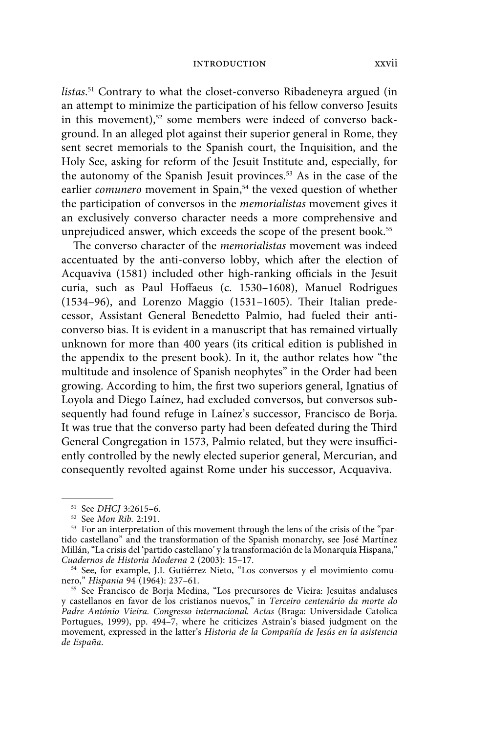*listas*.[51] Contrary to what the closet-converso Ribadeneyra argued (in an attempt to minimize the participation of his fellow converso Jesuits in this movement),[52] some members were indeed of converso background. In an alleged plot against their superior general in Rome, they sent secret memorials to the Spanish court, the Inquisition, and the Holy See, asking for reform of the Jesuit Institute and, especially, for the autonomy of the Spanish Jesuit provinces.[53] As in the case of the earlier *comunero* movement in Spain,[54] the vexed question of whether the participation of conversos in the *memorialistas* movement gives it an exclusively converso character needs a more comprehensive and unprejudiced answer, which exceeds the scope of the present book.[55]

The converso character of the *memorialistas* movement was indeed accentuated by the anti-converso lobby, which after the election of Acquaviva (1581) included other high-ranking officials in the Jesuit curia, such as Paul Hoffaeus (c. 1530–1608), Manuel Rodrigues (1534–96), and Lorenzo Maggio (1531–1605). Their Italian predecessor, Assistant General Benedetto Palmio, had fueled their anti-converso bias. It is evident in a manuscript that has remained virtually unknown for more than 400 years (its critical edition is published in the appendix to the present book). In it, the author relates how "the multitude and insolence of Spanish neophytes" in the Order had been growing. According to him, the first two superiors general, Ignatius of Loyola and Diego Laínez, had excluded conversos, but conversos subsequently had found refuge in Laínez's successor, Francisco de Borja. It was true that the converso party had been defeated during the Third General Congregation in 1573, Palmio related, but they were insufficiently controlled by the newly elected superior general, Mercurian, and consequently revolted against Rome under his successor, Acquaviva.

---

[51] See *DHCJ* 3:2615–6.

[52] See *Mon Rib.* 2:191.

[53] For an interpretation of this movement through the lens of the crisis of the "partido castellano" and the transformation of the Spanish monarchy, see José Martínez Millán, "La crisis del 'partido castellano' y la transformación de la Monarquía Hispana," *Cuadernos de Historia Moderna* 2 (2003): 15–17.

[54] See, for example, J.I. Gutiérrez Nieto, "Los conversos y el movimiento comunero," *Hispania* 94 (1964): 237–61.

[55] See Francisco de Borja Medina, "Los precursores de Vieira: Jesuitas andaluses y castellanos en favor de los cristianos nuevos," in *Terceiro centenário da morte do Padre António Vieira. Congresso internacional. Actas* (Braga: Universidade Catolica Portugues, 1999), pp. 494–7, where he criticizes Astrain's biased judgment on the movement, expressed in the latter's *Historia de la Compañía de Jesús en la asistencia de España*.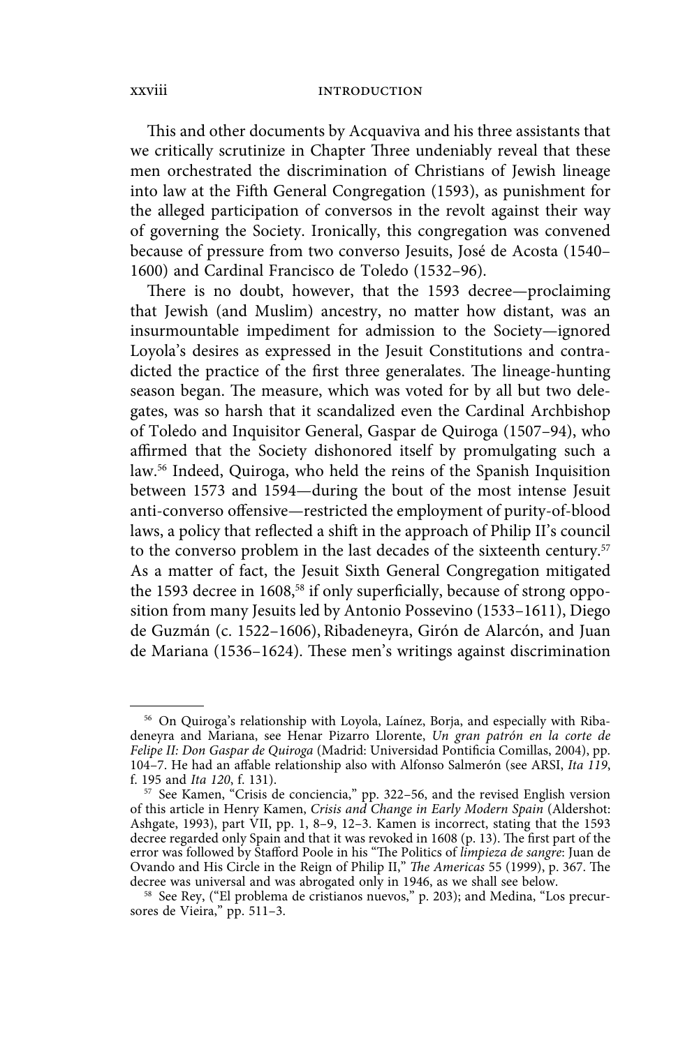This and other documents by Acquaviva and his three assistants that we critically scrutinize in Chapter Three undeniably reveal that these men orchestrated the discrimination of Christians of Jewish lineage into law at the Fifth General Congregation (1593), as punishment for the alleged participation of conversos in the revolt against their way of governing the Society. Ironically, this congregation was convened because of pressure from two converso Jesuits, José de Acosta (1540–1600) and Cardinal Francisco de Toledo (1532–96).

There is no doubt, however, that the 1593 decree—proclaiming that Jewish (and Muslim) ancestry, no matter how distant, was an insurmountable impediment for admission to the Society—ignored Loyola's desires as expressed in the Jesuit Constitutions and contradicted the practice of the first three generalates. The lineage-hunting season began. The measure, which was voted for by all but two delegates, was so harsh that it scandalized even the Cardinal Archbishop of Toledo and Inquisitor General, Gaspar de Quiroga (1507–94), who affirmed that the Society dishonored itself by promulgating such a law.[56] Indeed, Quiroga, who held the reins of the Spanish Inquisition between 1573 and 1594—during the bout of the most intense Jesuit anti-converso offensive—restricted the employment of purity-of-blood laws, a policy that reflected a shift in the approach of Philip II's council to the converso problem in the last decades of the sixteenth century.[57] As a matter of fact, the Jesuit Sixth General Congregation mitigated the 1593 decree in 1608,[58] if only superficially, because of strong opposition from many Jesuits led by Antonio Possevino (1533–1611), Diego de Guzmán (c. 1522–1606), Ribadeneyra, Girón de Alarcón, and Juan de Mariana (1536–1624). These men's writings against discrimination

---

[56] On Quiroga's relationship with Loyola, Laínez, Borja, and especially with Ribadeneyra and Mariana, see Henar Pizarro Llorente, *Un gran patrón en la corte de Felipe II: Don Gaspar de Quiroga* (Madrid: Universidad Pontificia Comillas, 2004), pp. 104–7. He had an affable relationship also with Alfonso Salmerón (see ARSI, *Ita 119*, f. 195 and *Ita 120*, f. 131).

[57] See Kamen, "Crisis de conciencia," pp. 322–56, and the revised English version of this article in Henry Kamen, *Crisis and Change in Early Modern Spain* (Aldershot: Ashgate, 1993), part VII, pp. 1, 8–9, 12–3. Kamen is incorrect, stating that the 1593 decree regarded only Spain and that it was revoked in 1608 (p. 13). The first part of the error was followed by Stafford Poole in his "The Politics of *limpieza de sangre*: Juan de Ovando and His Circle in the Reign of Philip II," *The Americas* 55 (1999), p. 367. The decree was universal and was abrogated only in 1946, as we shall see below.

[58] See Rey, ("El problema de cristianos nuevos," p. 203); and Medina, "Los precursores de Vieira," pp. 511–3.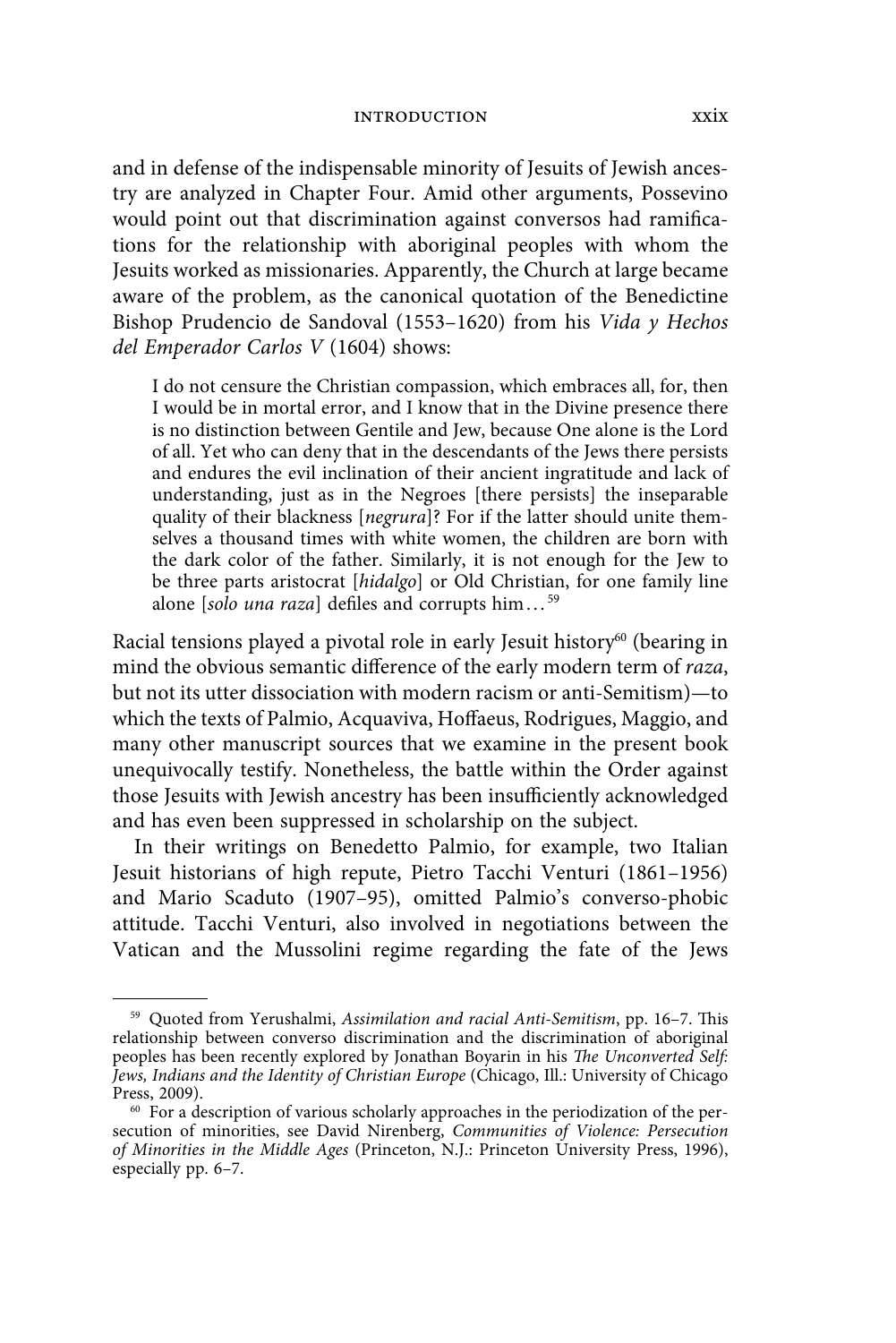and in defense of the indispensable minority of Jesuits of Jewish ancestry are analyzed in Chapter Four. Amid other arguments, Possevino would point out that discrimination against conversos had ramifications for the relationship with aboriginal peoples with whom the Jesuits worked as missionaries. Apparently, the Church at large became aware of the problem, as the canonical quotation of the Benedictine Bishop Prudencio de Sandoval (1553–1620) from his *Vida y Hechos del Emperador Carlos V* (1604) shows:

> I do not censure the Christian compassion, which embraces all, for, then I would be in mortal error, and I know that in the Divine presence there is no distinction between Gentile and Jew, because One alone is the Lord of all. Yet who can deny that in the descendants of the Jews there persists and endures the evil inclination of their ancient ingratitude and lack of understanding, just as in the Negroes [there persists] the inseparable quality of their blackness [*negrura*]? For if the latter should unite themselves a thousand times with white women, the children are born with the dark color of the father. Similarly, it is not enough for the Jew to be three parts aristocrat [*hidalgo*] or Old Christian, for one family line alone [*solo una raza*] defiles and corrupts him…[59]

Racial tensions played a pivotal role in early Jesuit history[60] (bearing in mind the obvious semantic difference of the early modern term of *raza*, but not its utter dissociation with modern racism or anti-Semitism)—to which the texts of Palmio, Acquaviva, Hoffaeus, Rodrigues, Maggio, and many other manuscript sources that we examine in the present book unequivocally testify. Nonetheless, the battle within the Order against those Jesuits with Jewish ancestry has been insufficiently acknowledged and has even been suppressed in scholarship on the subject.

In their writings on Benedetto Palmio, for example, two Italian Jesuit historians of high repute, Pietro Tacchi Venturi (1861–1956) and Mario Scaduto (1907–95), omitted Palmio's converso-phobic attitude. Tacchi Venturi, also involved in negotiations between the Vatican and the Mussolini regime regarding the fate of the Jews

---

[59] Quoted from Yerushalmi, *Assimilation and racial Anti-Semitism*, pp. 16–7. This relationship between converso discrimination and the discrimination of aboriginal peoples has been recently explored by Jonathan Boyarin in his *The Unconverted Self: Jews, Indians and the Identity of Christian Europe* (Chicago, Ill.: University of Chicago Press, 2009).

[60] For a description of various scholarly approaches in the periodization of the persecution of minorities, see David Nirenberg, *Communities of Violence: Persecution of Minorities in the Middle Ages* (Princeton, N.J.: Princeton University Press, 1996), especially pp. 6–7.